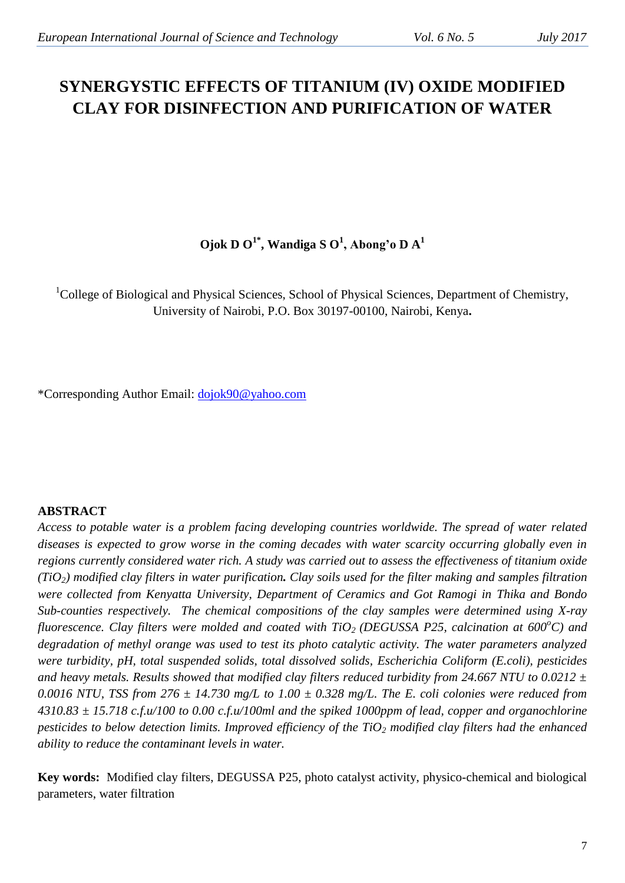# SYNERGYSTIC EFFECTS OF TITANIUM (IV) OXIDE MODIFIED CLAY FOR DISINFECTION AND PURIFICATION OF WATER

**Ojok D O[1*], Wandiga S O[1], Abong'o D A[1]**

[1]College of Biological and Physical Sciences, School of Physical Sciences, Department of Chemistry, University of Nairobi, P.O. Box 30197-00100, Nairobi, Kenya**.**

*Corresponding Author Email: dojok90@yahoo.com

## ABSTRACT

*Access to potable water is a problem facing developing countries worldwide. The spread of water related diseases is expected to grow worse in the coming decades with water scarcity occurring globally even in regions currently considered water rich. A study was carried out to assess the effectiveness of titanium oxide ($TiO_2$) modified clay filters in water purification**.** Clay soils used for the filter making and samples filtration were collected from Kenyatta University, Department of Ceramics and Got Ramogi in Thika and Bondo Sub-counties respectively. The chemical compositions of the clay samples were determined using X-ray fluorescence. Clay filters were molded and coated with $TiO_2$ (DEGUSSA P25, calcination at $600^oC$) and degradation of methyl orange was used to test its photo catalytic activity. The water parameters analyzed were turbidity, pH, total suspended solids, total dissolved solids, Escherichia Coliform (E.coli), pesticides and heavy metals. Results showed that modified clay filters reduced turbidity from 24.667 NTU to 0.0212 ± 0.0016 NTU, TSS from 276 ± 14.730 mg/L to 1.00 ± 0.328 mg/L. The E. coli colonies were reduced from 4310.83 ± 15.718 c.f.u/100 to 0.00 c.f.u/100ml and the spiked 1000ppm of lead, copper and organochlorine pesticides to below detection limits. Improved efficiency of the $TiO_2$ modified clay filters had the enhanced ability to reduce the contaminant levels in water.*

**Key words:** Modified clay filters, DEGUSSA P25, photo catalyst activity, physico-chemical and biological parameters, water filtration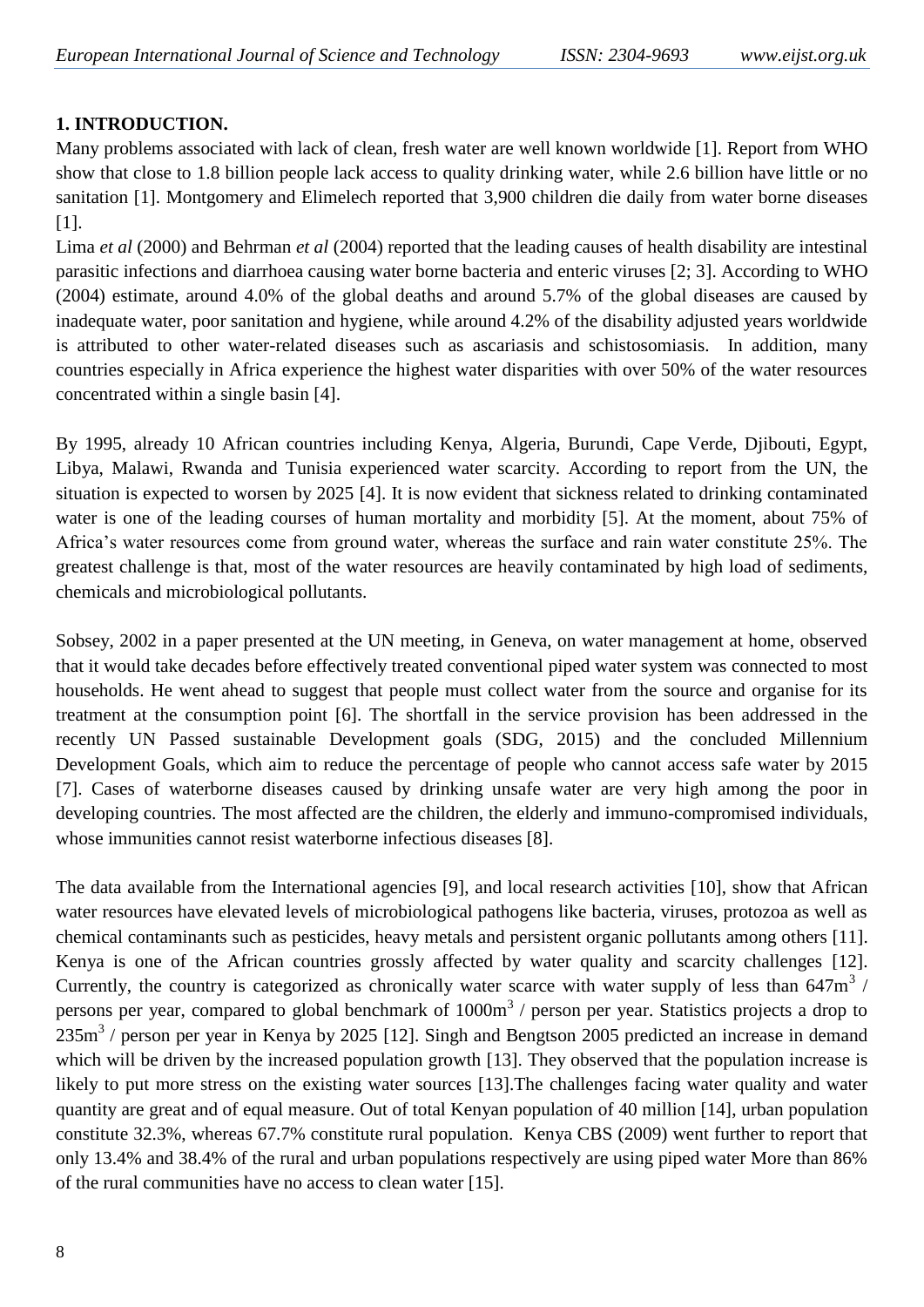## 1. INTRODUCTION.

Many problems associated with lack of clean, fresh water are well known worldwide [1]. Report from WHO show that close to 1.8 billion people lack access to quality drinking water, while 2.6 billion have little or no sanitation [1]. Montgomery and Elimelech reported that 3,900 children die daily from water borne diseases [1].

Lima *et al* (2000) and Behrman *et al* (2004) reported that the leading causes of health disability are intestinal parasitic infections and diarrhoea causing water borne bacteria and enteric viruses [2; 3]. According to WHO (2004) estimate, around 4.0% of the global deaths and around 5.7% of the global diseases are caused by inadequate water, poor sanitation and hygiene, while around 4.2% of the disability adjusted years worldwide is attributed to other water-related diseases such as ascariasis and schistosomiasis. In addition, many countries especially in Africa experience the highest water disparities with over 50% of the water resources concentrated within a single basin [4].

By 1995, already 10 African countries including Kenya, Algeria, Burundi, Cape Verde, Djibouti, Egypt, Libya, Malawi, Rwanda and Tunisia experienced water scarcity. According to report from the UN, the situation is expected to worsen by 2025 [4]. It is now evident that sickness related to drinking contaminated water is one of the leading courses of human mortality and morbidity [5]. At the moment, about 75% of Africa's water resources come from ground water, whereas the surface and rain water constitute 25%. The greatest challenge is that, most of the water resources are heavily contaminated by high load of sediments, chemicals and microbiological pollutants.

Sobsey, 2002 in a paper presented at the UN meeting, in Geneva, on water management at home, observed that it would take decades before effectively treated conventional piped water system was connected to most households. He went ahead to suggest that people must collect water from the source and organise for its treatment at the consumption point [6]. The shortfall in the service provision has been addressed in the recently UN Passed sustainable Development goals (SDG, 2015) and the concluded Millennium Development Goals, which aim to reduce the percentage of people who cannot access safe water by 2015 [7]. Cases of waterborne diseases caused by drinking unsafe water are very high among the poor in developing countries. The most affected are the children, the elderly and immuno-compromised individuals, whose immunities cannot resist waterborne infectious diseases [8].

The data available from the International agencies [9], and local research activities [10], show that African water resources have elevated levels of microbiological pathogens like bacteria, viruses, protozoa as well as chemical contaminants such as pesticides, heavy metals and persistent organic pollutants among others [11]. Kenya is one of the African countries grossly affected by water quality and scarcity challenges [12]. Currently, the country is categorized as chronically water scarce with water supply of less than $647m^3$ / persons per year, compared to global benchmark of $1000m^3$ / person per year. Statistics projects a drop to $235m^3$ / person per year in Kenya by 2025 [12]. Singh and Bengtson 2005 predicted an increase in demand which will be driven by the increased population growth [13]. They observed that the population increase is likely to put more stress on the existing water sources [13].The challenges facing water quality and water quantity are great and of equal measure. Out of total Kenyan population of 40 million [14], urban population constitute 32.3%, whereas 67.7% constitute rural population. Kenya CBS (2009) went further to report that only 13.4% and 38.4% of the rural and urban populations respectively are using piped water More than 86% of the rural communities have no access to clean water [15].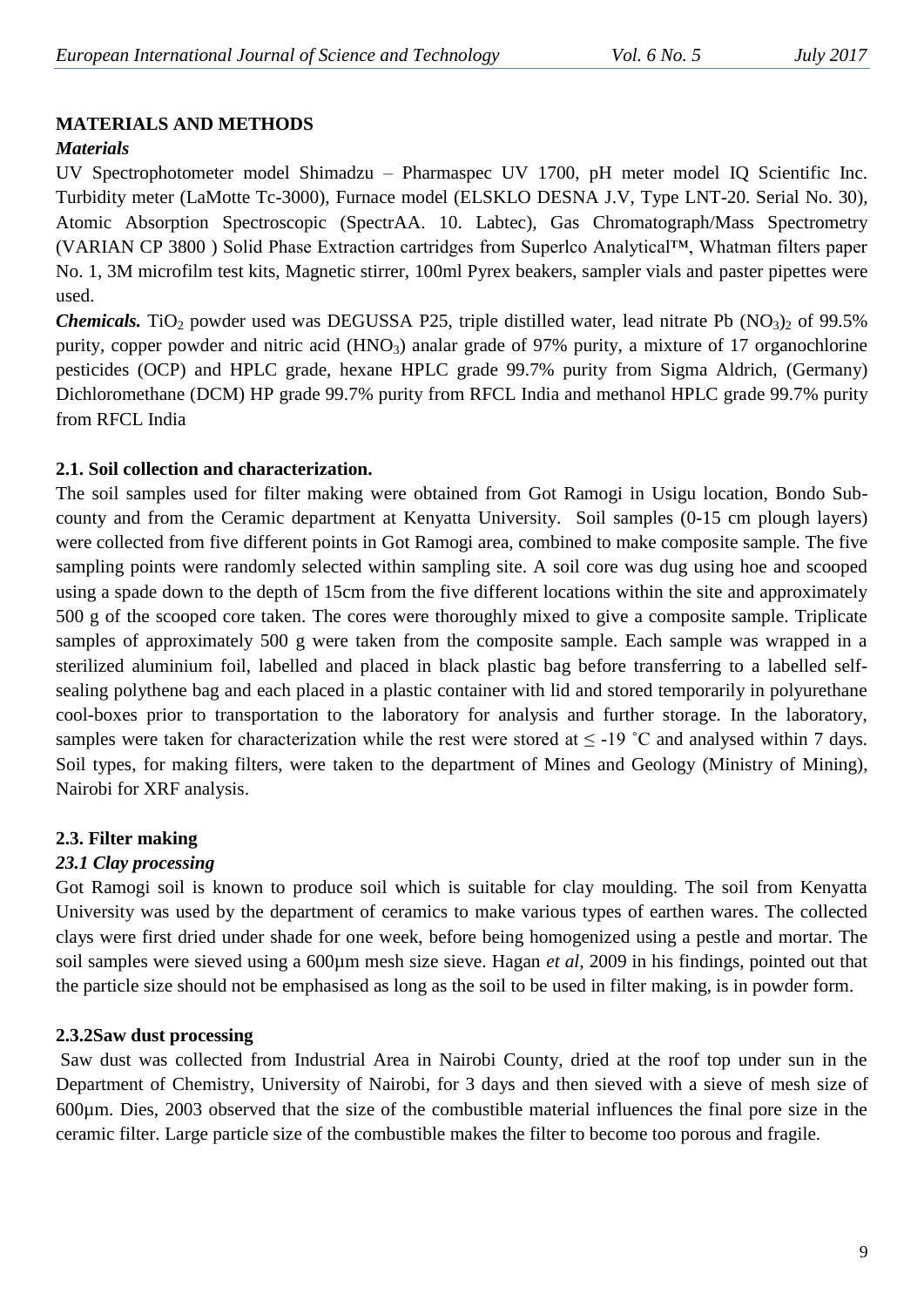## MATERIALS AND METHODS

### *Materials*

UV Spectrophotometer model Shimadzu – Pharmaspec UV 1700, pH meter model IQ Scientific Inc. Turbidity meter (LaMotte Tc-3000), Furnace model (ELSKLO DESNA J.V, Type LNT-20. Serial No. 30), Atomic Absorption Spectroscopic (SpectrAA. 10. Labtec), Gas Chromatograph/Mass Spectrometry (VARIAN CP 3800 ) Solid Phase Extraction cartridges from Superlco Analytical™, Whatman filters paper No. 1, 3M microfilm test kits, Magnetic stirrer, 100ml Pyrex beakers, sampler vials and paster pipettes were used.

***Chemicals.*** $TiO_2$ powder used was DEGUSSA P25, triple distilled water, lead nitrate Pb $(NO_3)_2$ of 99.5% purity, copper powder and nitric acid ($HNO_3$) analar grade of 97% purity, a mixture of 17 organochlorine pesticides (OCP) and HPLC grade, hexane HPLC grade 99.7% purity from Sigma Aldrich, (Germany) Dichloromethane (DCM) HP grade 99.7% purity from RFCL India and methanol HPLC grade 99.7% purity from RFCL India

### 2.1. Soil collection and characterization.

The soil samples used for filter making were obtained from Got Ramogi in Usigu location, Bondo Sub-county and from the Ceramic department at Kenyatta University. Soil samples (0-15 cm plough layers) were collected from five different points in Got Ramogi area, combined to make composite sample. The five sampling points were randomly selected within sampling site. A soil core was dug using hoe and scooped using a spade down to the depth of 15cm from the five different locations within the site and approximately 500 g of the scooped core taken. The cores were thoroughly mixed to give a composite sample. Triplicate samples of approximately 500 g were taken from the composite sample. Each sample was wrapped in a sterilized aluminium foil, labelled and placed in black plastic bag before transferring to a labelled self-sealing polythene bag and each placed in a plastic container with lid and stored temporarily in polyurethane cool-boxes prior to transportation to the laboratory for analysis and further storage. In the laboratory, samples were taken for characterization while the rest were stored at $\leq$ -19 ˚C and analysed within 7 days. Soil types, for making filters, were taken to the department of Mines and Geology (Ministry of Mining), Nairobi for XRF analysis.

### 2.3. Filter making

#### *23.1 Clay processing*

Got Ramogi soil is known to produce soil which is suitable for clay moulding. The soil from Kenyatta University was used by the department of ceramics to make various types of earthen wares. The collected clays were first dried under shade for one week, before being homogenized using a pestle and mortar. The soil samples were sieved using a 600µm mesh size sieve. Hagan *et al,* 2009 in his findings, pointed out that the particle size should not be emphasised as long as the soil to be used in filter making, is in powder form.

#### 2.3.2Saw dust processing

Saw dust was collected from Industrial Area in Nairobi County, dried at the roof top under sun in the Department of Chemistry, University of Nairobi, for 3 days and then sieved with a sieve of mesh size of 600µm. Dies, 2003 observed that the size of the combustible material influences the final pore size in the ceramic filter. Large particle size of the combustible makes the filter to become too porous and fragile.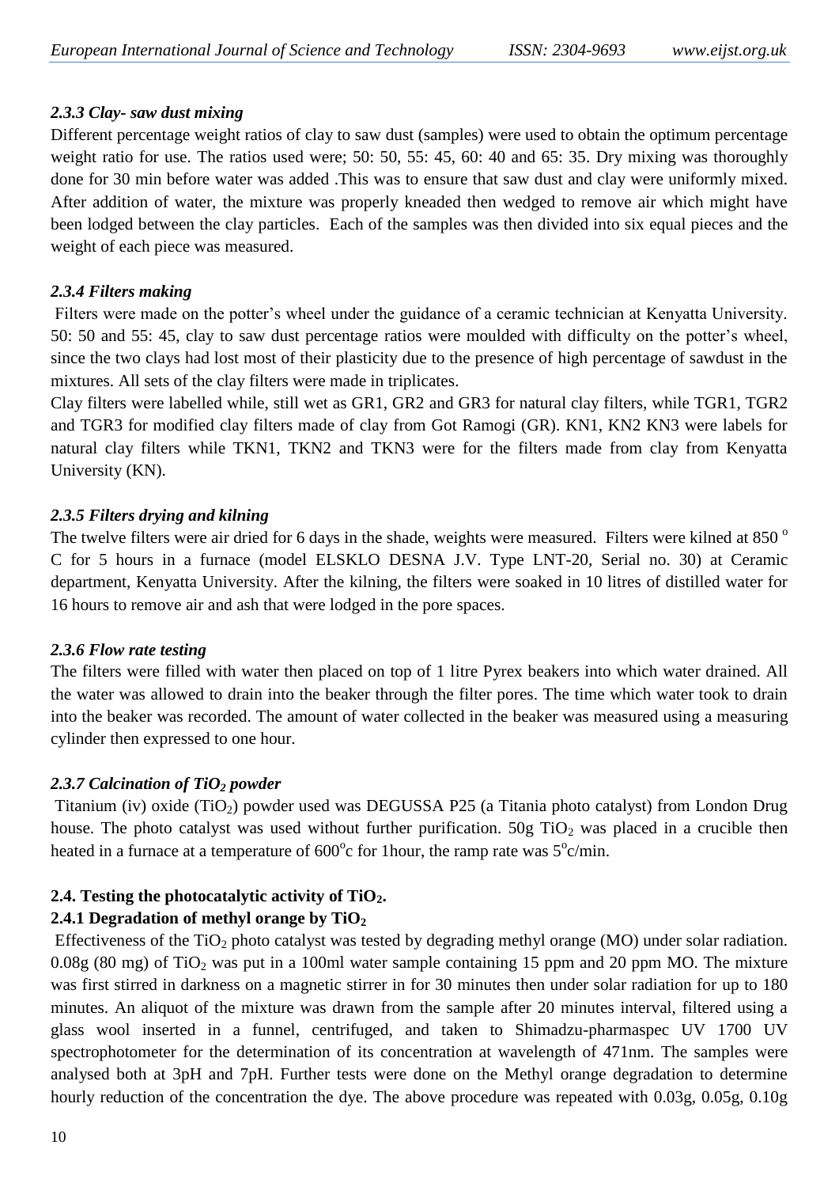### *2.3.3 Clay- saw dust mixing*

Different percentage weight ratios of clay to saw dust (samples) were used to obtain the optimum percentage weight ratio for use. The ratios used were; 50: 50, 55: 45, 60: 40 and 65: 35. Dry mixing was thoroughly done for 30 min before water was added .This was to ensure that saw dust and clay were uniformly mixed. After addition of water, the mixture was properly kneaded then wedged to remove air which might have been lodged between the clay particles. Each of the samples was then divided into six equal pieces and the weight of each piece was measured.

### *2.3.4 Filters making*

Filters were made on the potter's wheel under the guidance of a ceramic technician at Kenyatta University. 50: 50 and 55: 45, clay to saw dust percentage ratios were moulded with difficulty on the potter's wheel, since the two clays had lost most of their plasticity due to the presence of high percentage of sawdust in the mixtures. All sets of the clay filters were made in triplicates.

Clay filters were labelled while, still wet as GR1, GR2 and GR3 for natural clay filters, while TGR1, TGR2 and TGR3 for modified clay filters made of clay from Got Ramogi (GR). KN1, KN2 KN3 were labels for natural clay filters while TKN1, TKN2 and TKN3 were for the filters made from clay from Kenyatta University (KN).

### *2.3.5 Filters drying and kilning*

The twelve filters were air dried for 6 days in the shade, weights were measured. Filters were kilned at 850 $^{o}$ C for 5 hours in a furnace (model ELSKLO DESNA J.V. Type LNT-20, Serial no. 30) at Ceramic department, Kenyatta University. After the kilning, the filters were soaked in 10 litres of distilled water for 16 hours to remove air and ash that were lodged in the pore spaces.

### *2.3.6 Flow rate testing*

The filters were filled with water then placed on top of 1 litre Pyrex beakers into which water drained. All the water was allowed to drain into the beaker through the filter pores. The time which water took to drain into the beaker was recorded. The amount of water collected in the beaker was measured using a measuring cylinder then expressed to one hour.

### *2.3.7 Calcination of $TiO_2$ powder*

Titanium (iv) oxide ($TiO_2$) powder used was DEGUSSA P25 (a Titania photo catalyst) from London Drug house. The photo catalyst was used without further purification. 50g $TiO_2$ was placed in a crucible then heated in a furnace at a temperature of 600$^{o}$c for 1hour, the ramp rate was 5$^{o}$c/min.

## **2.4. Testing the photocatalytic activity of $TiO_2$.**

### **2.4.1 Degradation of methyl orange by $TiO_2$**

Effectiveness of the $TiO_2$ photo catalyst was tested by degrading methyl orange (MO) under solar radiation. 0.08g (80 mg) of $TiO_2$ was put in a 100ml water sample containing 15 ppm and 20 ppm MO. The mixture was first stirred in darkness on a magnetic stirrer in for 30 minutes then under solar radiation for up to 180 minutes. An aliquot of the mixture was drawn from the sample after 20 minutes interval, filtered using a glass wool inserted in a funnel, centrifuged, and taken to Shimadzu-pharmaspec UV 1700 UV spectrophotometer for the determination of its concentration at wavelength of 471nm. The samples were analysed both at 3pH and 7pH. Further tests were done on the Methyl orange degradation to determine hourly reduction of the concentration the dye. The above procedure was repeated with 0.03g, 0.05g, 0.10g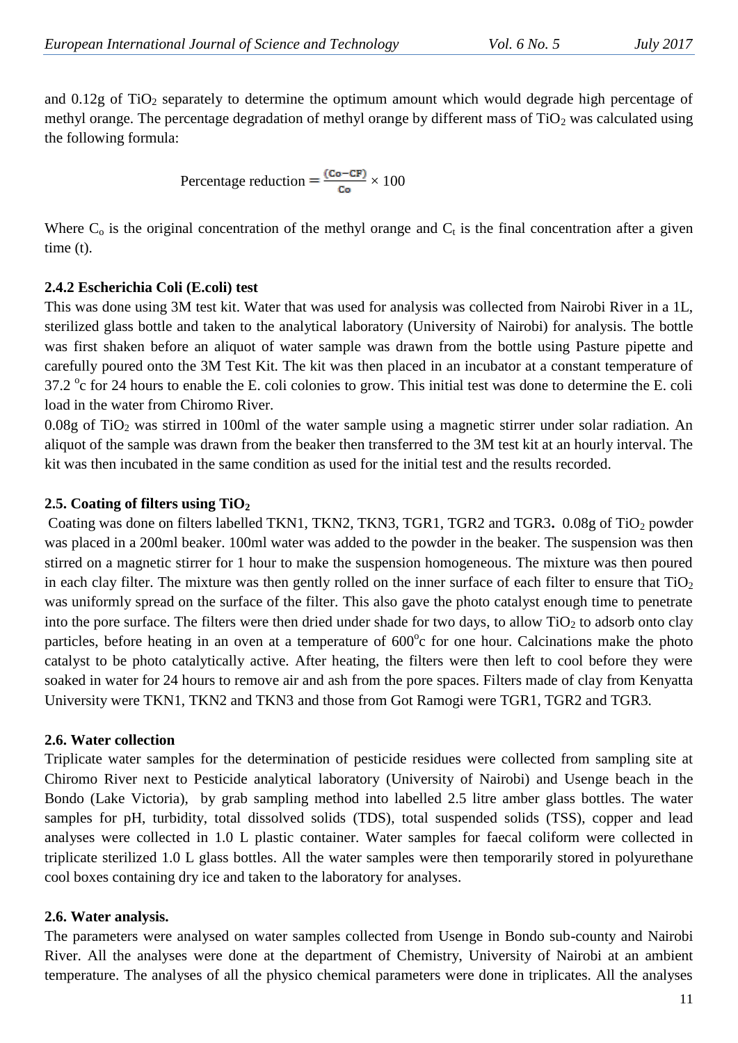and 0.12g of $TiO_2$ separately to determine the optimum amount which would degrade high percentage of methyl orange. The percentage degradation of methyl orange by different mass of $TiO_2$ was calculated using the following formula:

$$\text{Percentage reduction} = \frac{(Co - CF)}{Co} \times 100$$

Where $C_o$ is the original concentration of the methyl orange and $C_t$ is the final concentration after a given time (t).

### 2.4.2 Escherichia Coli (E.coli) test

This was done using 3M test kit. Water that was used for analysis was collected from Nairobi River in a 1L, sterilized glass bottle and taken to the analytical laboratory (University of Nairobi) for analysis. The bottle was first shaken before an aliquot of water sample was drawn from the bottle using Pasture pipette and carefully poured onto the 3M Test Kit. The kit was then placed in an incubator at a constant temperature of 37.2 $^o$c for 24 hours to enable the E. coli colonies to grow. This initial test was done to determine the E. coli load in the water from Chiromo River.

0.08g of $TiO_2$ was stirred in 100ml of the water sample using a magnetic stirrer under solar radiation. An aliquot of the sample was drawn from the beaker then transferred to the 3M test kit at an hourly interval. The kit was then incubated in the same condition as used for the initial test and the results recorded.

### 2.5. Coating of filters using $TiO_2$

Coating was done on filters labelled TKN1, TKN2, TKN3, TGR1, TGR2 and TGR3**.** 0.08g of $TiO_2$ powder was placed in a 200ml beaker. 100ml water was added to the powder in the beaker. The suspension was then stirred on a magnetic stirrer for 1 hour to make the suspension homogeneous. The mixture was then poured in each clay filter. The mixture was then gently rolled on the inner surface of each filter to ensure that $TiO_2$ was uniformly spread on the surface of the filter. This also gave the photo catalyst enough time to penetrate into the pore surface. The filters were then dried under shade for two days, to allow $TiO_2$ to adsorb onto clay particles, before heating in an oven at a temperature of 600$^o$c for one hour. Calcinations make the photo catalyst to be photo catalytically active. After heating, the filters were then left to cool before they were soaked in water for 24 hours to remove air and ash from the pore spaces. Filters made of clay from Kenyatta University were TKN1, TKN2 and TKN3 and those from Got Ramogi were TGR1, TGR2 and TGR3.

### 2.6. Water collection

Triplicate water samples for the determination of pesticide residues were collected from sampling site at Chiromo River next to Pesticide analytical laboratory (University of Nairobi) and Usenge beach in the Bondo (Lake Victoria), by grab sampling method into labelled 2.5 litre amber glass bottles. The water samples for pH, turbidity, total dissolved solids (TDS), total suspended solids (TSS), copper and lead analyses were collected in 1.0 L plastic container. Water samples for faecal coliform were collected in triplicate sterilized 1.0 L glass bottles. All the water samples were then temporarily stored in polyurethane cool boxes containing dry ice and taken to the laboratory for analyses.

### 2.6. Water analysis.

The parameters were analysed on water samples collected from Usenge in Bondo sub-county and Nairobi River. All the analyses were done at the department of Chemistry, University of Nairobi at an ambient temperature. The analyses of all the physico chemical parameters were done in triplicates. All the analyses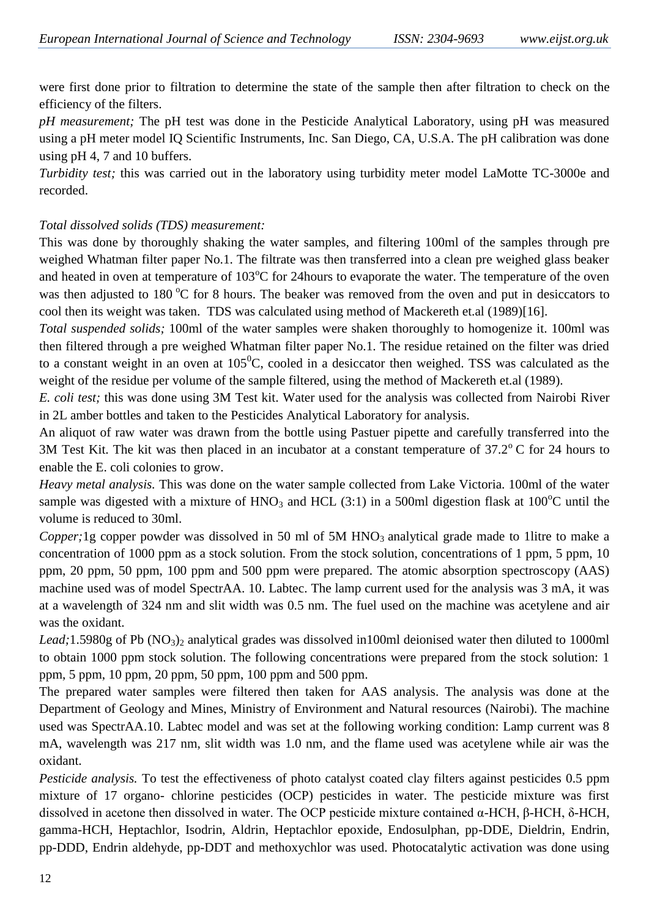were first done prior to filtration to determine the state of the sample then after filtration to check on the efficiency of the filters.

*pH measurement;* The pH test was done in the Pesticide Analytical Laboratory, using pH was measured using a pH meter model IQ Scientific Instruments, Inc. San Diego, CA, U.S.A. The pH calibration was done using pH 4, 7 and 10 buffers.

*Turbidity test;* this was carried out in the laboratory using turbidity meter model LaMotte TC-3000e and recorded.

*Total dissolved solids (TDS) measurement:*

This was done by thoroughly shaking the water samples, and filtering 100ml of the samples through pre weighed Whatman filter paper No.1. The filtrate was then transferred into a clean pre weighed glass beaker and heated in oven at temperature of 103°C for 24hours to evaporate the water. The temperature of the oven was then adjusted to 180 °C for 8 hours. The beaker was removed from the oven and put in desiccators to cool then its weight was taken. TDS was calculated using method of Mackereth et.al (1989)[16].

*Total suspended solids;* 100ml of the water samples were shaken thoroughly to homogenize it. 100ml was then filtered through a pre weighed Whatman filter paper No.1. The residue retained on the filter was dried to a constant weight in an oven at 105°C, cooled in a desiccator then weighed. TSS was calculated as the weight of the residue per volume of the sample filtered, using the method of Mackereth et.al (1989).

*E. coli test;* this was done using 3M Test kit. Water used for the analysis was collected from Nairobi River in 2L amber bottles and taken to the Pesticides Analytical Laboratory for analysis.

An aliquot of raw water was drawn from the bottle using Pastuer pipette and carefully transferred into the 3M Test Kit. The kit was then placed in an incubator at a constant temperature of 37.2° C for 24 hours to enable the E. coli colonies to grow.

*Heavy metal analysis.* This was done on the water sample collected from Lake Victoria. 100ml of the water sample was digested with a mixture of $HNO_3$ and HCL (3:1) in a 500ml digestion flask at 100°C until the volume is reduced to 30ml.

*Copper;*1g copper powder was dissolved in 50 ml of 5M $HNO_3$ analytical grade made to 1litre to make a concentration of 1000 ppm as a stock solution. From the stock solution, concentrations of 1 ppm, 5 ppm, 10 ppm, 20 ppm, 50 ppm, 100 ppm and 500 ppm were prepared. The atomic absorption spectroscopy (AAS) machine used was of model SpectrAA. 10. Labtec. The lamp current used for the analysis was 3 mA, it was at a wavelength of 324 nm and slit width was 0.5 nm. The fuel used on the machine was acetylene and air was the oxidant.

*Lead;*1.5980g of $Pb(NO_3)_2$ analytical grades was dissolved in100ml deionised water then diluted to 1000ml to obtain 1000 ppm stock solution. The following concentrations were prepared from the stock solution: 1 ppm, 5 ppm, 10 ppm, 20 ppm, 50 ppm, 100 ppm and 500 ppm.

The prepared water samples were filtered then taken for AAS analysis. The analysis was done at the Department of Geology and Mines, Ministry of Environment and Natural resources (Nairobi). The machine used was SpectrAA.10. Labtec model and was set at the following working condition: Lamp current was 8 mA, wavelength was 217 nm, slit width was 1.0 nm, and the flame used was acetylene while air was the oxidant.

*Pesticide analysis.* To test the effectiveness of photo catalyst coated clay filters against pesticides 0.5 ppm mixture of 17 organo- chlorine pesticides (OCP) pesticides in water. The pesticide mixture was first dissolved in acetone then dissolved in water. The OCP pesticide mixture contained α-HCH, β-HCH, δ-HCH, gamma-HCH, Heptachlor, Isodrin, Aldrin, Heptachlor epoxide, Endosulphan, pp-DDE, Dieldrin, Endrin, pp-DDD, Endrin aldehyde, pp-DDT and methoxychlor was used. Photocatalytic activation was done using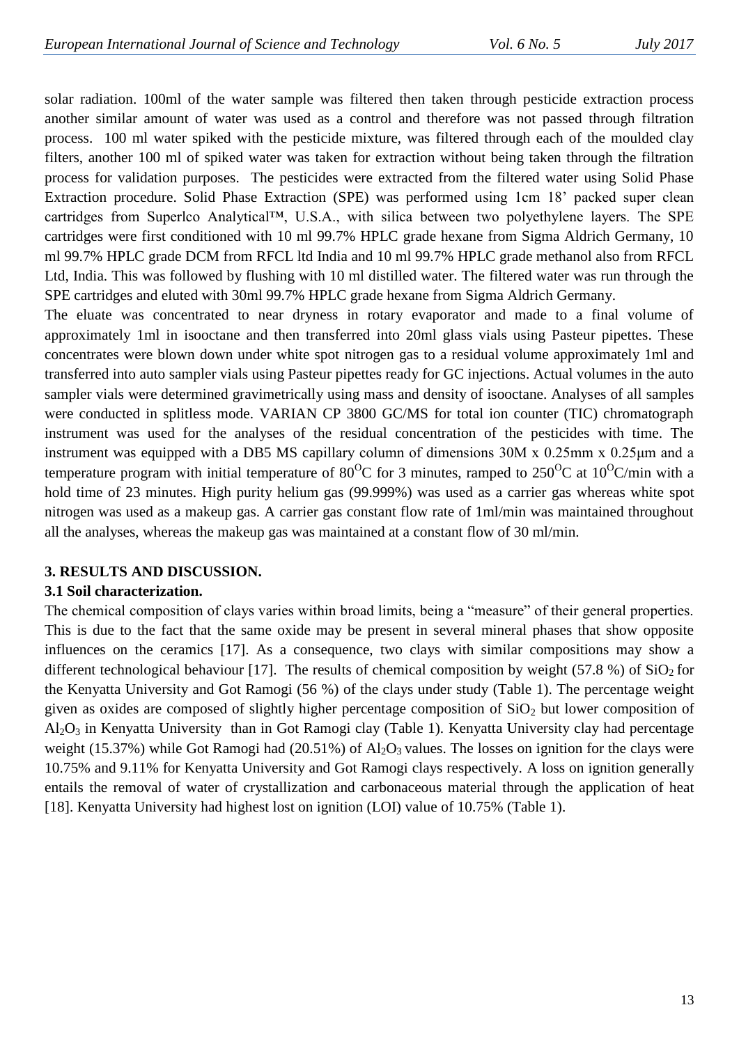solar radiation. 100ml of the water sample was filtered then taken through pesticide extraction process another similar amount of water was used as a control and therefore was not passed through filtration process. 100 ml water spiked with the pesticide mixture, was filtered through each of the moulded clay filters, another 100 ml of spiked water was taken for extraction without being taken through the filtration process for validation purposes. The pesticides were extracted from the filtered water using Solid Phase Extraction procedure. Solid Phase Extraction (SPE) was performed using 1cm 18' packed super clean cartridges from Superlco Analytical™, U.S.A., with silica between two polyethylene layers. The SPE cartridges were first conditioned with 10 ml 99.7% HPLC grade hexane from Sigma Aldrich Germany, 10 ml 99.7% HPLC grade DCM from RFCL ltd India and 10 ml 99.7% HPLC grade methanol also from RFCL Ltd, India. This was followed by flushing with 10 ml distilled water. The filtered water was run through the SPE cartridges and eluted with 30ml 99.7% HPLC grade hexane from Sigma Aldrich Germany.

The eluate was concentrated to near dryness in rotary evaporator and made to a final volume of approximately 1ml in isooctane and then transferred into 20ml glass vials using Pasteur pipettes. These concentrates were blown down under white spot nitrogen gas to a residual volume approximately 1ml and transferred into auto sampler vials using Pasteur pipettes ready for GC injections. Actual volumes in the auto sampler vials were determined gravimetrically using mass and density of isooctane. Analyses of all samples were conducted in splitless mode. VARIAN CP 3800 GC/MS for total ion counter (TIC) chromatograph instrument was used for the analyses of the residual concentration of the pesticides with time. The instrument was equipped with a DB5 MS capillary column of dimensions 30M x 0.25mm x 0.25μm and a temperature program with initial temperature of $80^{O}C$ for 3 minutes, ramped to $250^{O}C$ at $10^{O}C$/min with a hold time of 23 minutes. High purity helium gas (99.999%) was used as a carrier gas whereas white spot nitrogen was used as a makeup gas. A carrier gas constant flow rate of 1ml/min was maintained throughout all the analyses, whereas the makeup gas was maintained at a constant flow of 30 ml/min.

## 3. RESULTS AND DISCUSSION.

### 3.1 Soil characterization.

The chemical composition of clays varies within broad limits, being a "measure" of their general properties. This is due to the fact that the same oxide may be present in several mineral phases that show opposite influences on the ceramics [17]. As a consequence, two clays with similar compositions may show a different technological behaviour [17]. The results of chemical composition by weight (57.8 %) of $SiO_2$ for the Kenyatta University and Got Ramogi (56 %) of the clays under study (Table 1). The percentage weight given as oxides are composed of slightly higher percentage composition of $SiO_2$ but lower composition of $Al_2O_3$ in Kenyatta University than in Got Ramogi clay (Table 1). Kenyatta University clay had percentage weight (15.37%) while Got Ramogi had (20.51%) of $Al_2O_3$ values. The losses on ignition for the clays were 10.75% and 9.11% for Kenyatta University and Got Ramogi clays respectively. A loss on ignition generally entails the removal of water of crystallization and carbonaceous material through the application of heat [18]. Kenyatta University had highest lost on ignition (LOI) value of 10.75% (Table 1).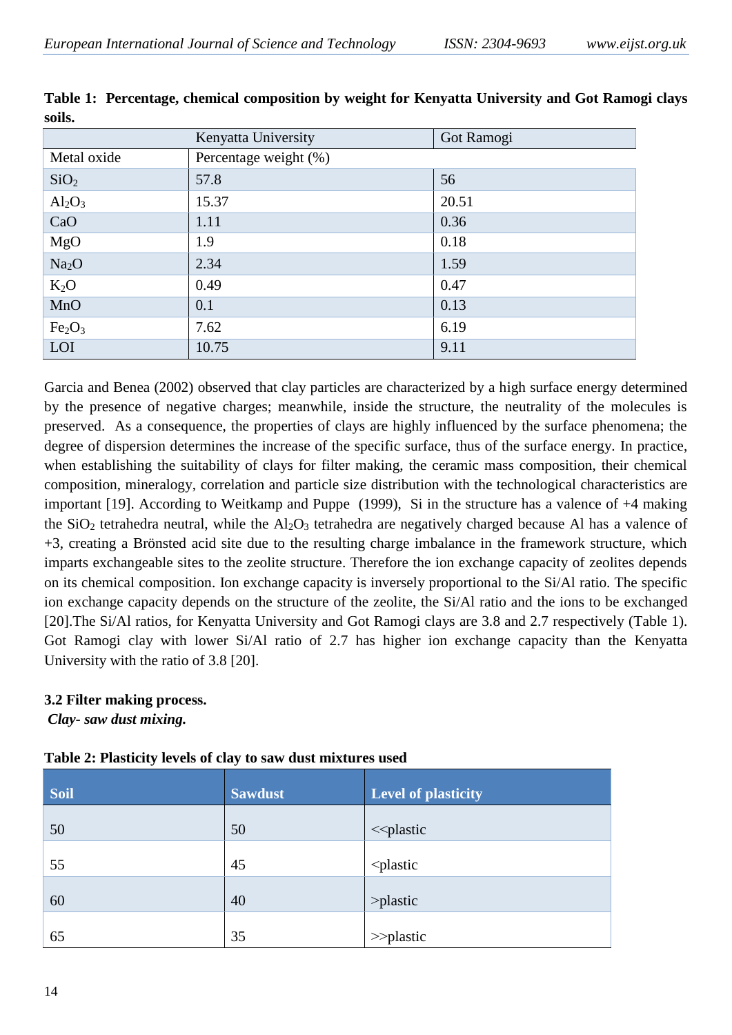**Table 1: Percentage, chemical composition by weight for Kenyatta University and Got Ramogi clays soils.**

| | Kenyatta University | Got Ramogi |
|---|---|---|
| Metal oxide | Percentage weight (%) | |
| $SiO_2$ | 57.8 | 56 |
| $Al_2O_3$ | 15.37 | 20.51 |
| CaO | 1.11 | 0.36 |
| MgO | 1.9 | 0.18 |
| $Na_2O$ | 2.34 | 1.59 |
| $K_2O$ | 0.49 | 0.47 |
| MnO | 0.1 | 0.13 |
| $Fe_2O_3$ | 7.62 | 6.19 |
| LOI | 10.75 | 9.11 |

Garcia and Benea (2002) observed that clay particles are characterized by a high surface energy determined by the presence of negative charges; meanwhile, inside the structure, the neutrality of the molecules is preserved. As a consequence, the properties of clays are highly influenced by the surface phenomena; the degree of dispersion determines the increase of the specific surface, thus of the surface energy. In practice, when establishing the suitability of clays for filter making, the ceramic mass composition, their chemical composition, mineralogy, correlation and particle size distribution with the technological characteristics are important [19]. According to Weitkamp and Puppe (1999), Si in the structure has a valence of +4 making the $SiO_2$ tetrahedra neutral, while the $Al_2O_3$ tetrahedra are negatively charged because Al has a valence of +3, creating a Brönsted acid site due to the resulting charge imbalance in the framework structure, which imparts exchangeable sites to the zeolite structure. Therefore the ion exchange capacity of zeolites depends on its chemical composition. Ion exchange capacity is inversely proportional to the Si/Al ratio. The specific ion exchange capacity depends on the structure of the zeolite, the Si/Al ratio and the ions to be exchanged [20].The Si/Al ratios, for Kenyatta University and Got Ramogi clays are 3.8 and 2.7 respectively (Table 1). Got Ramogi clay with lower Si/Al ratio of 2.7 has higher ion exchange capacity than the Kenyatta University with the ratio of 3.8 [20].

### 3.2 Filter making process.

***Clay- saw dust mixing.***

**Table 2: Plasticity levels of clay to saw dust mixtures used**

| Soil | Sawdust | Level of plasticity |
|---|---|---|
| 50 | 50 | <<plastic |
| 55 | 45 | <plastic |
| 60 | 40 | >plastic |
| 65 | 35 | >>plastic |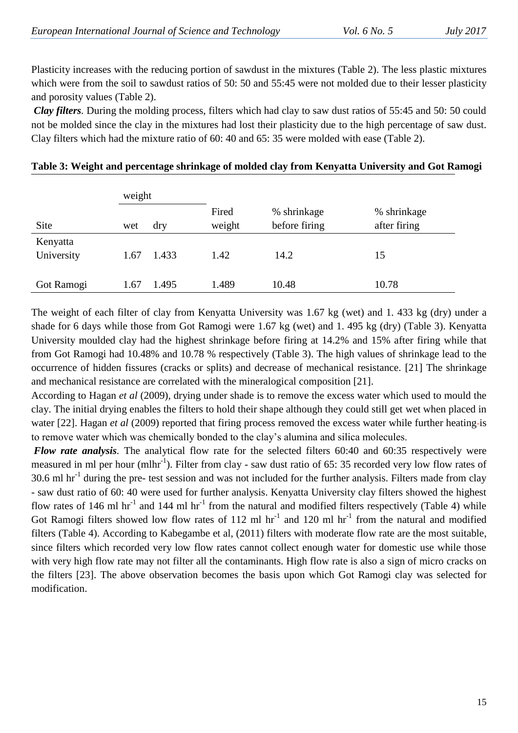Plasticity increases with the reducing portion of sawdust in the mixtures (Table 2). The less plastic mixtures which were from the soil to sawdust ratios of 50: 50 and 55:45 were not molded due to their lesser plasticity and porosity values (Table 2).

***Clay filters***. During the molding process, filters which had clay to saw dust ratios of 55:45 and 50: 50 could not be molded since the clay in the mixtures had lost their plasticity due to the high percentage of saw dust. Clay filters which had the mixture ratio of 60: 40 and 65: 35 were molded with ease (Table 2).

**Table 3: Weight and percentage shrinkage of molded clay from Kenyatta University and Got Ramogi**

| | weight | | | | |
|---|---|---|---|---|---|
| Site | wet | dry | Fired weight | % shrinkage before firing | % shrinkage after firing |
| Kenyatta University | 1.67 | 1.433 | 1.42 | 14.2 | 15 |
| Got Ramogi | 1.67 | 1.495 | 1.489 | 10.48 | 10.78 |

The weight of each filter of clay from Kenyatta University was 1.67 kg (wet) and 1. 433 kg (dry) under a shade for 6 days while those from Got Ramogi were 1.67 kg (wet) and 1. 495 kg (dry) (Table 3). Kenyatta University moulded clay had the highest shrinkage before firing at 14.2% and 15% after firing while that from Got Ramogi had 10.48% and 10.78 % respectively (Table 3). The high values of shrinkage lead to the occurrence of hidden fissures (cracks or splits) and decrease of mechanical resistance. [21] The shrinkage and mechanical resistance are correlated with the mineralogical composition [21].

According to Hagan *et al* (2009), drying under shade is to remove the excess water which used to mould the clay. The initial drying enables the filters to hold their shape although they could still get wet when placed in water [22]. Hagan *et al* (2009) reported that firing process removed the excess water while further heating is to remove water which was chemically bonded to the clay's alumina and silica molecules.

***Flow rate analysis***. The analytical flow rate for the selected filters 60:40 and 60:35 respectively were measured in ml per hour ($mlhr^{-1}$). Filter from clay - saw dust ratio of 65: 35 recorded very low flow rates of 30.6 ml $hr^{-1}$ during the pre- test session and was not included for the further analysis. Filters made from clay - saw dust ratio of 60: 40 were used for further analysis. Kenyatta University clay filters showed the highest flow rates of 146 ml $hr^{-1}$ and 144 ml $hr^{-1}$ from the natural and modified filters respectively (Table 4) while Got Ramogi filters showed low flow rates of 112 ml $hr^{-1}$ and 120 ml $hr^{-1}$ from the natural and modified filters (Table 4). According to Kabegambe et al, (2011) filters with moderate flow rate are the most suitable, since filters which recorded very low flow rates cannot collect enough water for domestic use while those with very high flow rate may not filter all the contaminants. High flow rate is also a sign of micro cracks on the filters [23]. The above observation becomes the basis upon which Got Ramogi clay was selected for modification.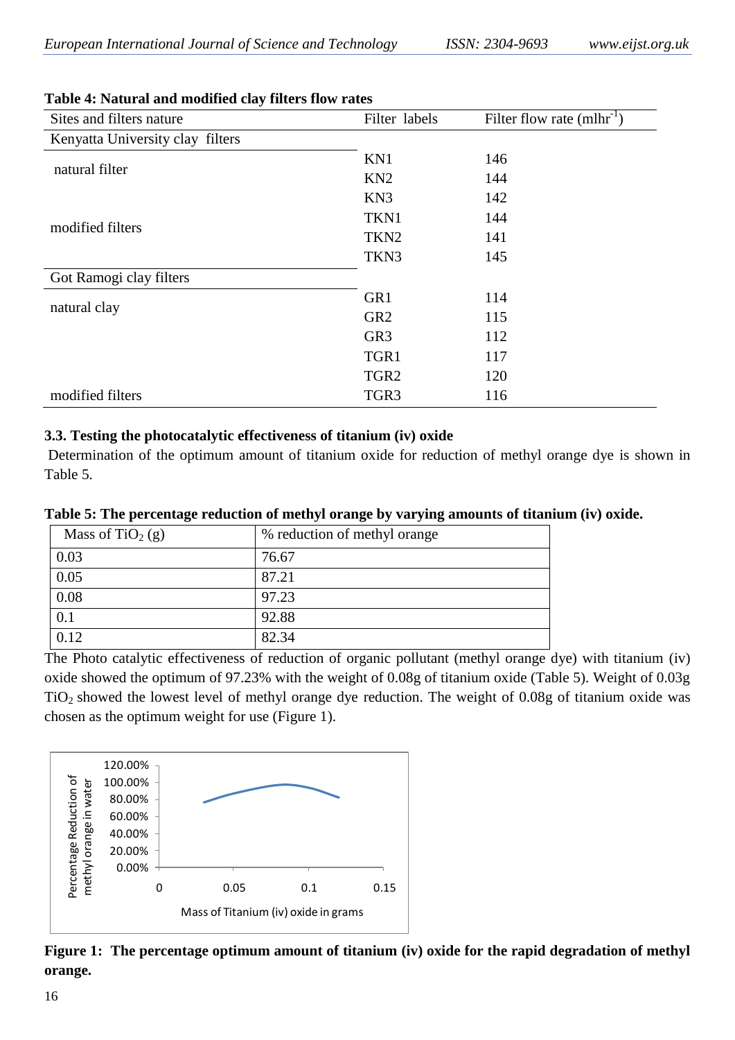**Table 4: Natural and modified clay filters flow rates**

| Sites and filters nature | Filter labels | Filter flow rate ($mlhr^{-1}$) |
|---|---|---|
| Kenyatta University clay filters | | |
| natural filter | KN1 | 146 |
| | KN2 | 144 |
| | KN3 | 142 |
| modified filters | TKN1 | 144 |
| | TKN2 | 141 |
| | TKN3 | 145 |
| Got Ramogi clay filters | | |
| natural clay | GR1 | 114 |
| | GR2 | 115 |
| | GR3 | 112 |
| | TGR1 | 117 |
| | TGR2 | 120 |
| modified filters | TGR3 | 116 |

### 3.3. Testing the photocatalytic effectiveness of titanium (iv) oxide

Determination of the optimum amount of titanium oxide for reduction of methyl orange dye is shown in Table 5.

**Table 5: The percentage reduction of methyl orange by varying amounts of titanium (iv) oxide.**

| Mass of $TiO_2$ (g) | % reduction of methyl orange |
|---|---|
| 0.03 | 76.67 |
| 0.05 | 87.21 |
| 0.08 | 97.23 |
| 0.1 | 92.88 |
| 0.12 | 82.34 |

The Photo catalytic effectiveness of reduction of organic pollutant (methyl orange dye) with titanium (iv) oxide showed the optimum of 97.23% with the weight of 0.08g of titanium oxide (Table 5). Weight of 0.03g $TiO_2$ showed the lowest level of methyl orange dye reduction. The weight of 0.08g of titanium oxide was chosen as the optimum weight for use (Figure 1).

**Figure 1: The percentage optimum amount of titanium (iv) oxide for the rapid degradation of methyl orange.**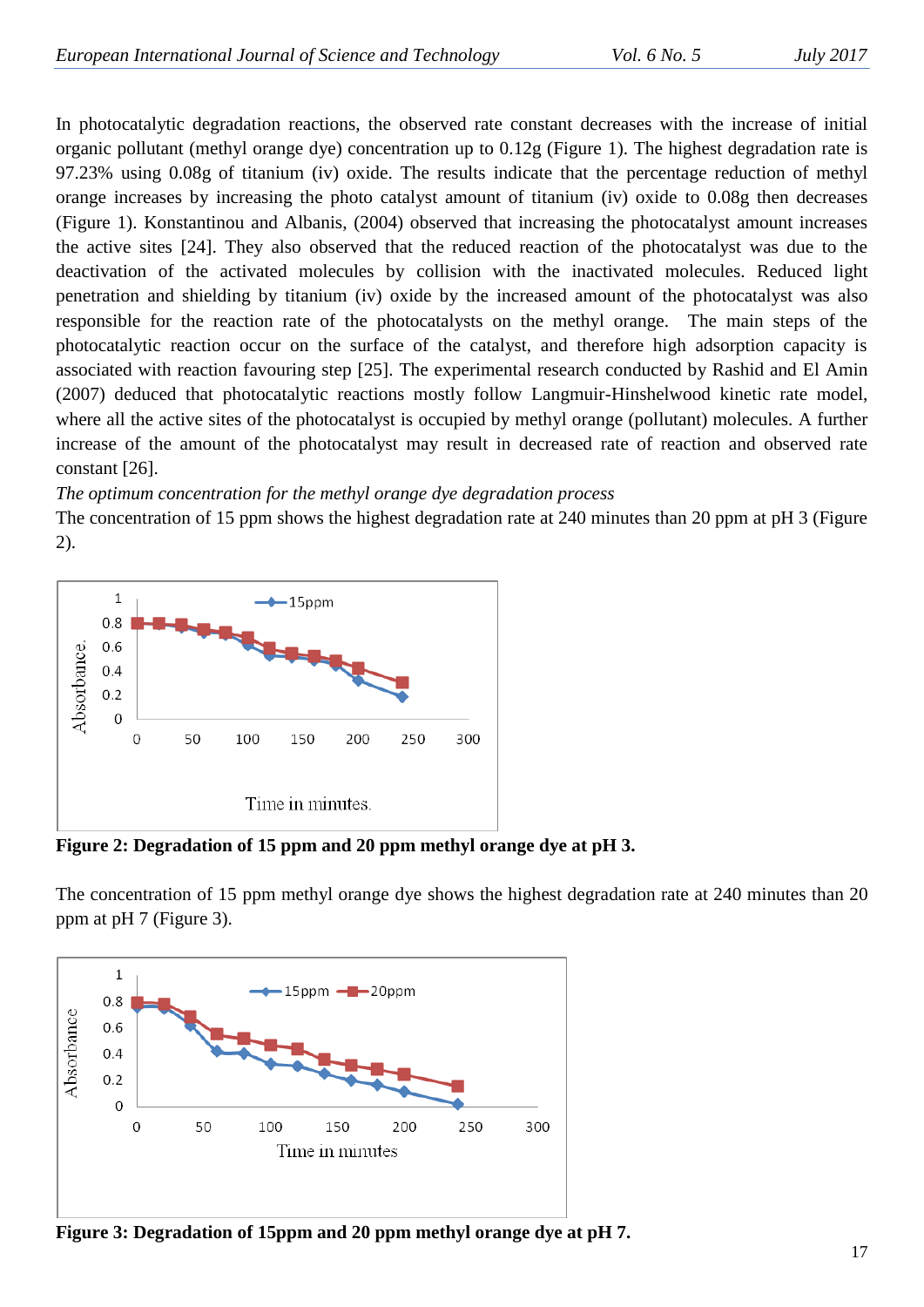In photocatalytic degradation reactions, the observed rate constant decreases with the increase of initial organic pollutant (methyl orange dye) concentration up to 0.12g (Figure 1). The highest degradation rate is 97.23% using 0.08g of titanium (iv) oxide. The results indicate that the percentage reduction of methyl orange increases by increasing the photo catalyst amount of titanium (iv) oxide to 0.08g then decreases (Figure 1). Konstantinou and Albanis, (2004) observed that increasing the photocatalyst amount increases the active sites [24]. They also observed that the reduced reaction of the photocatalyst was due to the deactivation of the activated molecules by collision with the inactivated molecules. Reduced light penetration and shielding by titanium (iv) oxide by the increased amount of the photocatalyst was also responsible for the reaction rate of the photocatalysts on the methyl orange. The main steps of the photocatalytic reaction occur on the surface of the catalyst, and therefore high adsorption capacity is associated with reaction favouring step [25]. The experimental research conducted by Rashid and El Amin (2007) deduced that photocatalytic reactions mostly follow Langmuir-Hinshelwood kinetic rate model, where all the active sites of the photocatalyst is occupied by methyl orange (pollutant) molecules. A further increase of the amount of the photocatalyst may result in decreased rate of reaction and observed rate constant [26].

*The optimum concentration for the methyl orange dye degradation process*

The concentration of 15 ppm shows the highest degradation rate at 240 minutes than 20 ppm at pH 3 (Figure 2).

**Figure 2: Degradation of 15 ppm and 20 ppm methyl orange dye at pH 3.**

The concentration of 15 ppm methyl orange dye shows the highest degradation rate at 240 minutes than 20 ppm at pH 7 (Figure 3).

**Figure 3: Degradation of 15ppm and 20 ppm methyl orange dye at pH 7.**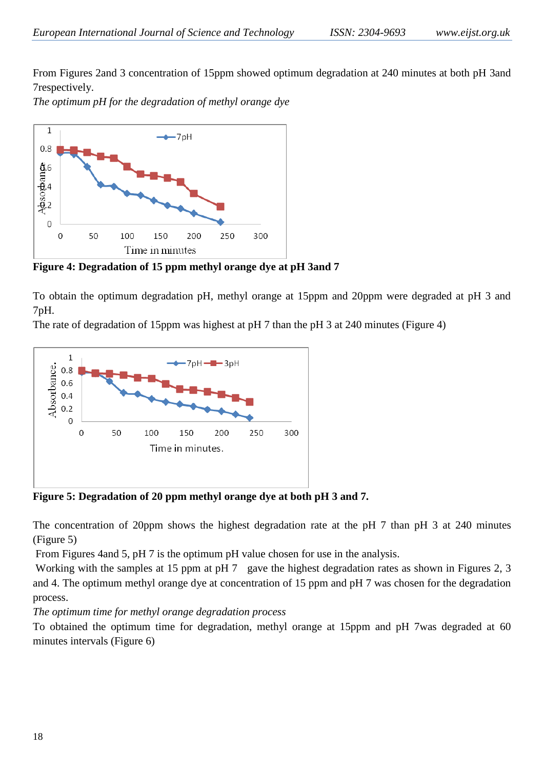From Figures 2and 3 concentration of 15ppm showed optimum degradation at 240 minutes at both pH 3and 7respectively.

*The optimum pH for the degradation of methyl orange dye*

**Figure 4: Degradation of 15 ppm methyl orange dye at pH 3and 7**

To obtain the optimum degradation pH, methyl orange at 15ppm and 20ppm were degraded at pH 3 and 7pH.

The rate of degradation of 15ppm was highest at pH 7 than the pH 3 at 240 minutes (Figure 4)

**Figure 5: Degradation of 20 ppm methyl orange dye at both pH 3 and 7.**

The concentration of 20ppm shows the highest degradation rate at the pH 7 than pH 3 at 240 minutes (Figure 5)

From Figures 4and 5, pH 7 is the optimum pH value chosen for use in the analysis.

Working with the samples at 15 ppm at pH 7 gave the highest degradation rates as shown in Figures 2, 3 and 4. The optimum methyl orange dye at concentration of 15 ppm and pH 7 was chosen for the degradation process.

*The optimum time for methyl orange degradation process*

To obtained the optimum time for degradation, methyl orange at 15ppm and pH 7was degraded at 60 minutes intervals (Figure 6)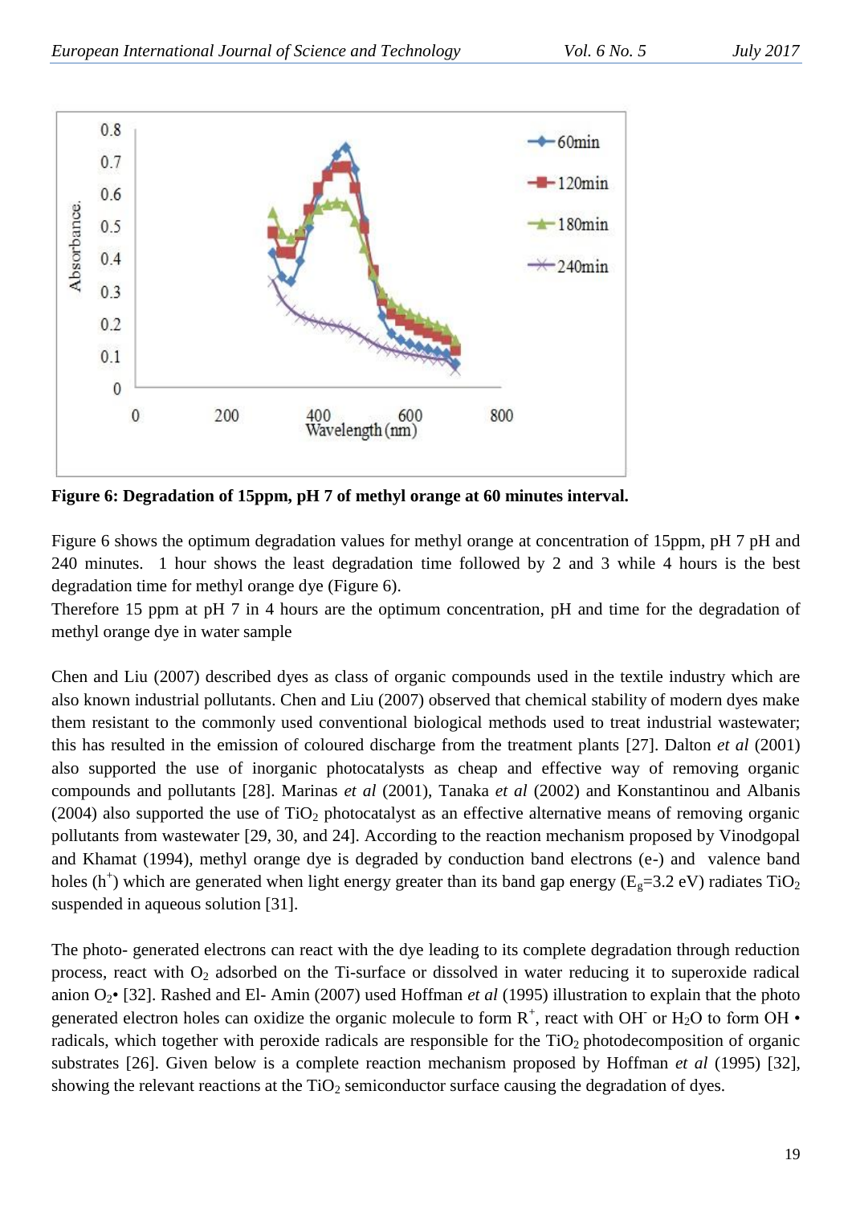**Figure 6: Degradation of 15ppm, pH 7 of methyl orange at 60 minutes interval.**

Figure 6 shows the optimum degradation values for methyl orange at concentration of 15ppm, pH 7 pH and 240 minutes. 1 hour shows the least degradation time followed by 2 and 3 while 4 hours is the best degradation time for methyl orange dye (Figure 6).

Therefore 15 ppm at pH 7 in 4 hours are the optimum concentration, pH and time for the degradation of methyl orange dye in water sample

Chen and Liu (2007) described dyes as class of organic compounds used in the textile industry which are also known industrial pollutants. Chen and Liu (2007) observed that chemical stability of modern dyes make them resistant to the commonly used conventional biological methods used to treat industrial wastewater; this has resulted in the emission of coloured discharge from the treatment plants [27]. Dalton *et al* (2001) also supported the use of inorganic photocatalysts as cheap and effective way of removing organic compounds and pollutants [28]. Marinas *et al* (2001), Tanaka *et al* (2002) and Konstantinou and Albanis (2004) also supported the use of $TiO_2$ photocatalyst as an effective alternative means of removing organic pollutants from wastewater [29, 30, and 24]. According to the reaction mechanism proposed by Vinodgopal and Khamat (1994), methyl orange dye is degraded by conduction band electrons (e-) and valence band holes ($h^+$) which are generated when light energy greater than its band gap energy ($E_g$=3.2 eV) radiates $TiO_2$ suspended in aqueous solution [31].

The photo- generated electrons can react with the dye leading to its complete degradation through reduction process, react with $O_2$ adsorbed on the Ti-surface or dissolved in water reducing it to superoxide radical anion $O_2$• [32]. Rashed and El- Amin (2007) used Hoffman *et al* (1995) illustration to explain that the photo generated electron holes can oxidize the organic molecule to form $R^+$, react with $OH^-$ or $H_2O$ to form OH • radicals, which together with peroxide radicals are responsible for the $TiO_2$ photodecomposition of organic substrates [26]. Given below is a complete reaction mechanism proposed by Hoffman *et al* (1995) [32], showing the relevant reactions at the $TiO_2$ semiconductor surface causing the degradation of dyes.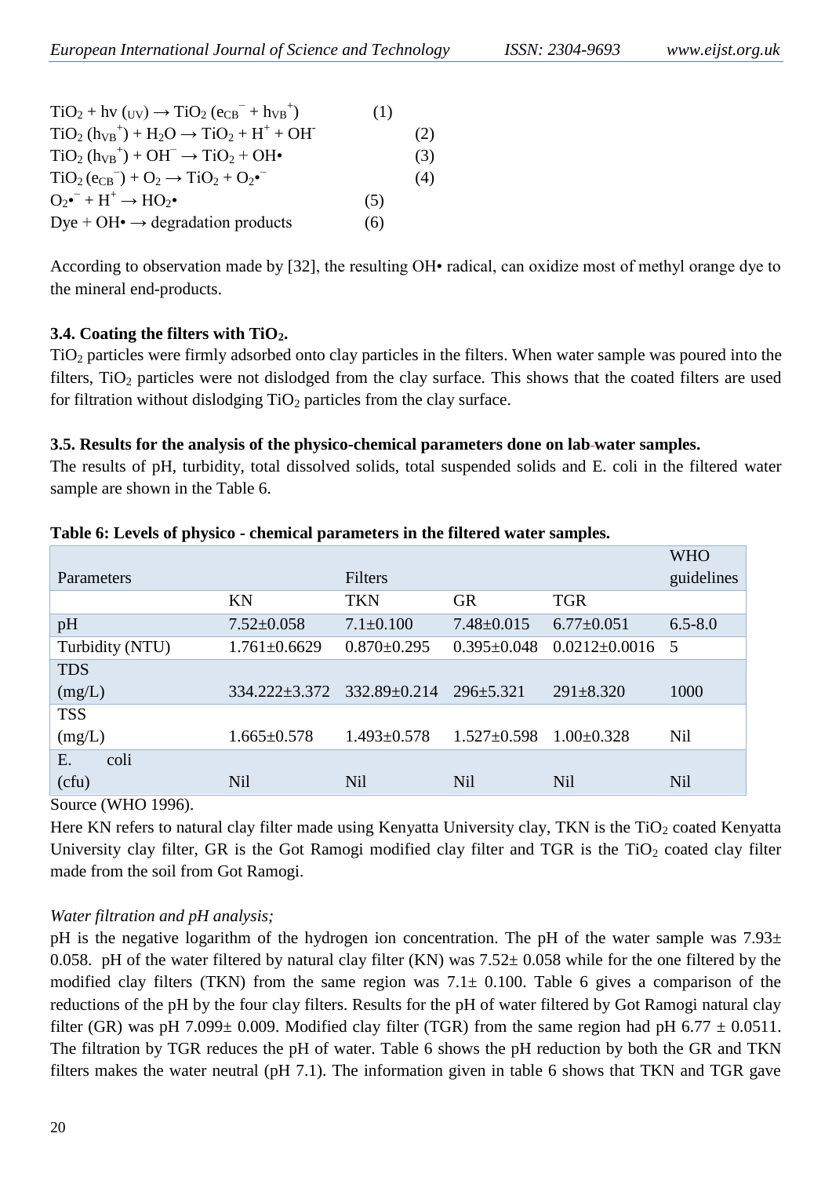$$TiO_2 + h\nu_{(UV)} \rightarrow TiO_2 (e_{CB}^- + h_{VB}^+) \quad (1)$$
$$TiO_2 (h_{VB}^+) + H_2O \rightarrow TiO_2 + H^+ + OH^- \quad (2)$$
$$TiO_2 (h_{VB}^+) + OH^- \rightarrow TiO_2 + OH\bullet \quad (3)$$
$$TiO_2 (e_{CB}^-) + O_2 \rightarrow TiO_2 + O_2\bullet^- \quad (4)$$
$$O_2\bullet^- + H^+ \rightarrow HO_2\bullet \quad (5)$$
$$\text{Dye} + OH\bullet \rightarrow \text{degradation products} \quad (6)$$

According to observation made by [32], the resulting OH• radical, can oxidize most of methyl orange dye to the mineral end-products.

### 3.4. Coating the filters with $TiO_2$.

$TiO_2$ particles were firmly adsorbed onto clay particles in the filters. When water sample was poured into the filters, $TiO_2$ particles were not dislodged from the clay surface. This shows that the coated filters are used for filtration without dislodging $TiO_2$ particles from the clay surface.

### 3.5. Results for the analysis of the physico-chemical parameters done on lab-water samples.

The results of pH, turbidity, total dissolved solids, total suspended solids and E. coli in the filtered water sample are shown in the Table 6.

**Table 6: Levels of physico - chemical parameters in the filtered water samples.**

| Parameters | Filters | | | | WHO guidelines |
|---|---|---|---|---|---|
| | KN | TKN | GR | TGR | |
| pH | 7.52±0.058 | 7.1±0.100 | 7.48±0.015 | 6.77±0.051 | 6.5-8.0 |
| Turbidity (NTU) | 1.761±0.6629 | 0.870±0.295 | 0.395±0.048 | 0.0212±0.0016 | 5 |
| TDS (mg/L) | 334.222±3.372 | 332.89±0.214 | 296±5.321 | 291±8.320 | 1000 |
| TSS (mg/L) | 1.665±0.578 | 1.493±0.578 | 1.527±0.598 | 1.00±0.328 | Nil |
| E. coli (cfu) | Nil | Nil | Nil | Nil | Nil |

Source (WHO 1996).

Here KN refers to natural clay filter made using Kenyatta University clay, TKN is the $TiO_2$ coated Kenyatta University clay filter, GR is the Got Ramogi modified clay filter and TGR is the $TiO_2$ coated clay filter made from the soil from Got Ramogi.

*Water filtration and pH analysis;*

pH is the negative logarithm of the hydrogen ion concentration. The pH of the water sample was 7.93± 0.058. pH of the water filtered by natural clay filter (KN) was 7.52± 0.058 while for the one filtered by the modified clay filters (TKN) from the same region was 7.1± 0.100. Table 6 gives a comparison of the reductions of the pH by the four clay filters. Results for the pH of water filtered by Got Ramogi natural clay filter (GR) was pH 7.099± 0.009. Modified clay filter (TGR) from the same region had pH 6.77 ± 0.0511. The filtration by TGR reduces the pH of water. Table 6 shows the pH reduction by both the GR and TKN filters makes the water neutral (pH 7.1). The information given in table 6 shows that TKN and TGR gave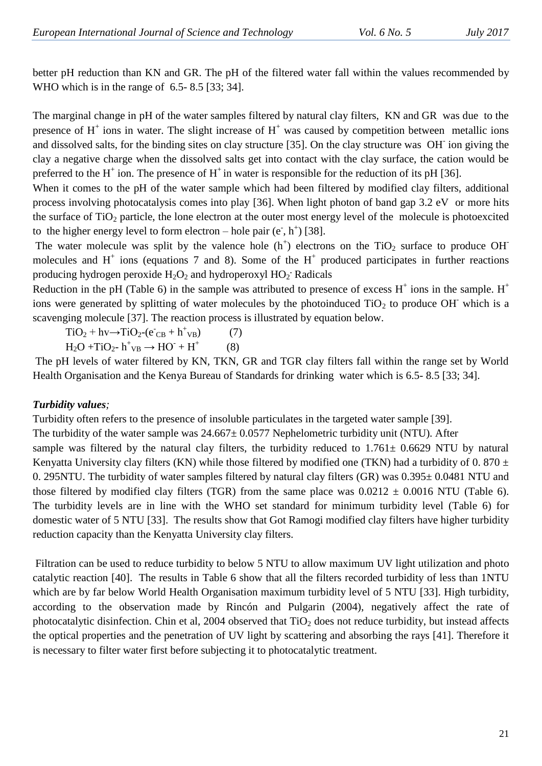better pH reduction than KN and GR. The pH of the filtered water fall within the values recommended by WHO which is in the range of 6.5- 8.5 [33; 34].

The marginal change in pH of the water samples filtered by natural clay filters, KN and GR was due to the presence of $H^+$ ions in water. The slight increase of $H^+$ was caused by competition between metallic ions and dissolved salts, for the binding sites on clay structure [35]. On the clay structure was $OH^-$ ion giving the clay a negative charge when the dissolved salts get into contact with the clay surface, the cation would be preferred to the $H^+$ ion. The presence of $H^+$ in water is responsible for the reduction of its pH [36].

When it comes to the pH of the water sample which had been filtered by modified clay filters, additional process involving photocatalysis comes into play [36]. When light photon of band gap 3.2 eV or more hits the surface of $TiO_2$ particle, the lone electron at the outer most energy level of the molecule is photoexcited to the higher energy level to form electron – hole pair ($e^-$, $h^+$) [38].

The water molecule was split by the valence hole ($h^+$) electrons on the $TiO_2$ surface to produce $OH^-$ molecules and $H^+$ ions (equations 7 and 8). Some of the $H^+$ produced participates in further reactions producing hydrogen peroxide $H_2O_2$ and hydroperoxyl $HO_2^{\cdot}$ Radicals

Reduction in the pH (Table 6) in the sample was attributed to presence of excess $H^+$ ions in the sample. $H^+$ ions were generated by splitting of water molecules by the photoinduced $TiO_2$ to produce $OH^-$ which is a scavenging molecule [37]. The reaction process is illustrated by equation below.

$$TiO_2 + hv \rightarrow TiO_2\text{-}(e^-_{CB} + h^+_{VB}) \qquad (7)$$

$$H_2O + TiO_2\text{-} h^+_{VB} \rightarrow HO^- + H^+ \qquad (8)$$

The pH levels of water filtered by KN, TKN, GR and TGR clay filters fall within the range set by World Health Organisation and the Kenya Bureau of Standards for drinking water which is 6.5- 8.5 [33; 34].

***Turbidity values;***

Turbidity often refers to the presence of insoluble particulates in the targeted water sample [39].

The turbidity of the water sample was 24.667± 0.0577 Nephelometric turbidity unit (NTU). After sample was filtered by the natural clay filters, the turbidity reduced to 1.761± 0.6629 NTU by natural Kenyatta University clay filters (KN) while those filtered by modified one (TKN) had a turbidity of 0. 870 ± 0. 295NTU. The turbidity of water samples filtered by natural clay filters (GR) was 0.395± 0.0481 NTU and those filtered by modified clay filters (TGR) from the same place was 0.0212 ± 0.0016 NTU (Table 6). The turbidity levels are in line with the WHO set standard for minimum turbidity level (Table 6) for domestic water of 5 NTU [33]. The results show that Got Ramogi modified clay filters have higher turbidity reduction capacity than the Kenyatta University clay filters.

Filtration can be used to reduce turbidity to below 5 NTU to allow maximum UV light utilization and photo catalytic reaction [40]. The results in Table 6 show that all the filters recorded turbidity of less than 1NTU which are by far below World Health Organisation maximum turbidity level of 5 NTU [33]. High turbidity, according to the observation made by Rincón and Pulgarin (2004), negatively affect the rate of photocatalytic disinfection. Chin et al, 2004 observed that $TiO_2$ does not reduce turbidity, but instead affects the optical properties and the penetration of UV light by scattering and absorbing the rays [41]. Therefore it is necessary to filter water first before subjecting it to photocatalytic treatment.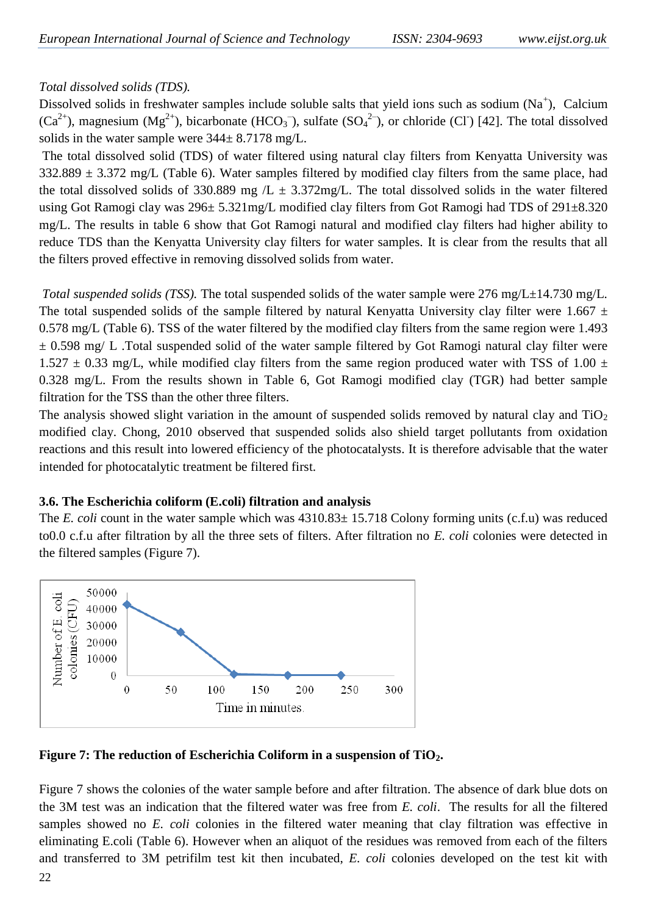*Total dissolved solids (TDS).*

Dissolved solids in freshwater samples include soluble salts that yield ions such as sodium ($Na^+$), Calcium ($Ca^{2+}$), magnesium ($Mg^{2+}$), bicarbonate ($HCO_3^-$), sulfate ($SO_4^{2-}$), or chloride ($Cl^-$) [42]. The total dissolved solids in the water sample were 344± 8.7178 mg/L.

The total dissolved solid (TDS) of water filtered using natural clay filters from Kenyatta University was 332.889 ± 3.372 mg/L (Table 6). Water samples filtered by modified clay filters from the same place, had the total dissolved solids of 330.889 mg /L ± 3.372mg/L. The total dissolved solids in the water filtered using Got Ramogi clay was 296± 5.321mg/L modified clay filters from Got Ramogi had TDS of 291±8.320 mg/L. The results in table 6 show that Got Ramogi natural and modified clay filters had higher ability to reduce TDS than the Kenyatta University clay filters for water samples. It is clear from the results that all the filters proved effective in removing dissolved solids from water.

*Total suspended solids (TSS).* The total suspended solids of the water sample were 276 mg/L±14.730 mg/L. The total suspended solids of the sample filtered by natural Kenyatta University clay filter were 1.667 ± 0.578 mg/L (Table 6). TSS of the water filtered by the modified clay filters from the same region were 1.493 ± 0.598 mg/ L .Total suspended solid of the water sample filtered by Got Ramogi natural clay filter were 1.527 ± 0.33 mg/L, while modified clay filters from the same region produced water with TSS of 1.00 ± 0.328 mg/L. From the results shown in Table 6, Got Ramogi modified clay (TGR) had better sample filtration for the TSS than the other three filters.

The analysis showed slight variation in the amount of suspended solids removed by natural clay and $TiO_2$ modified clay. Chong, 2010 observed that suspended solids also shield target pollutants from oxidation reactions and this result into lowered efficiency of the photocatalysts. It is therefore advisable that the water intended for photocatalytic treatment be filtered first.

### 3.6. The Escherichia coliform (E.coli) filtration and analysis

The *E. coli* count in the water sample which was 4310.83± 15.718 Colony forming units (c.f.u) was reduced to0.0 c.f.u after filtration by all the three sets of filters. After filtration no *E. coli* colonies were detected in the filtered samples (Figure 7).

**Figure 7: The reduction of Escherichia Coliform in a suspension of $TiO_2$.**

Figure 7 shows the colonies of the water sample before and after filtration. The absence of dark blue dots on the 3M test was an indication that the filtered water was free from *E. coli*. The results for all the filtered samples showed no *E. coli* colonies in the filtered water meaning that clay filtration was effective in eliminating E.coli (Table 6). However when an aliquot of the residues was removed from each of the filters and transferred to 3M petrifilm test kit then incubated, *E. coli* colonies developed on the test kit with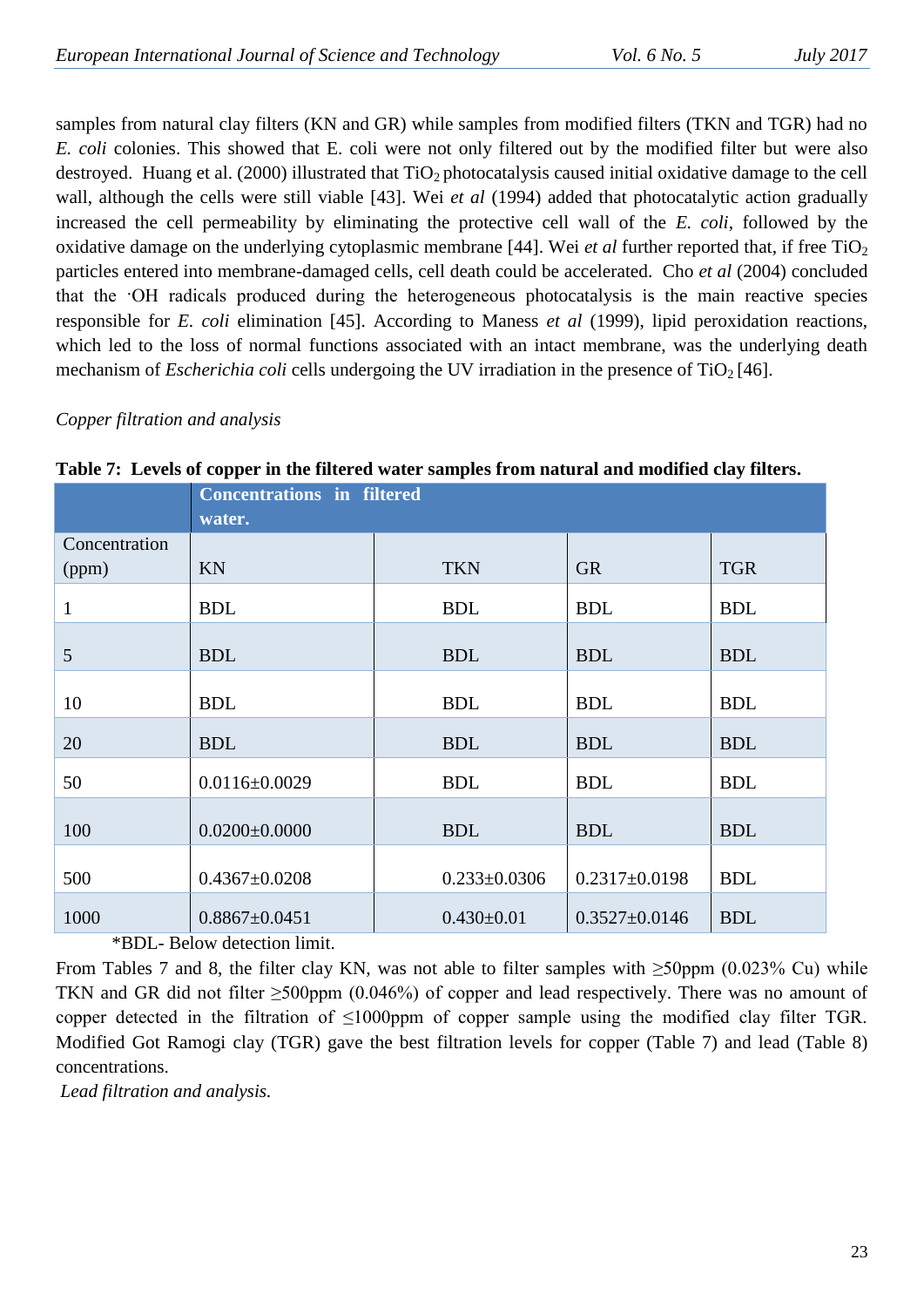samples from natural clay filters (KN and GR) while samples from modified filters (TKN and TGR) had no *E. coli* colonies. This showed that E. coli were not only filtered out by the modified filter but were also destroyed. Huang et al. (2000) illustrated that $TiO_2$ photocatalysis caused initial oxidative damage to the cell wall, although the cells were still viable [43]. Wei *et al* (1994) added that photocatalytic action gradually increased the cell permeability by eliminating the protective cell wall of the *E. coli*, followed by the oxidative damage on the underlying cytoplasmic membrane [44]. Wei *et al* further reported that, if free $TiO_2$ particles entered into membrane-damaged cells, cell death could be accelerated. Cho *et al* (2004) concluded that the ·OH radicals produced during the heterogeneous photocatalysis is the main reactive species responsible for *E. coli* elimination [45]. According to Maness *et al* (1999), lipid peroxidation reactions, which led to the loss of normal functions associated with an intact membrane, was the underlying death mechanism of *Escherichia coli* cells undergoing the UV irradiation in the presence of $TiO_2$ [46].

*Copper filtration and analysis*

**Table 7: Levels of copper in the filtered water samples from natural and modified clay filters.**

| | Concentrations in filtered water. | | | |
|---|---|---|---|---|
| Concentration (ppm) | KN | TKN | GR | TGR |
| 1 | BDL | BDL | BDL | BDL |
| 5 | BDL | BDL | BDL | BDL |
| 10 | BDL | BDL | BDL | BDL |
| 20 | BDL | BDL | BDL | BDL |
| 50 | 0.0116±0.0029 | BDL | BDL | BDL |
| 100 | 0.0200±0.0000 | BDL | BDL | BDL |
| 500 | 0.4367±0.0208 | 0.233±0.0306 | 0.2317±0.0198 | BDL |
| 1000 | 0.8867±0.0451 | 0.430±0.01 | 0.3527±0.0146 | BDL |

*BDL- Below detection limit.

From Tables 7 and 8, the filter clay KN, was not able to filter samples with ≥50ppm (0.023% Cu) while TKN and GR did not filter ≥500ppm (0.046%) of copper and lead respectively. There was no amount of copper detected in the filtration of ≤1000ppm of copper sample using the modified clay filter TGR. Modified Got Ramogi clay (TGR) gave the best filtration levels for copper (Table 7) and lead (Table 8) concentrations.

*Lead filtration and analysis.*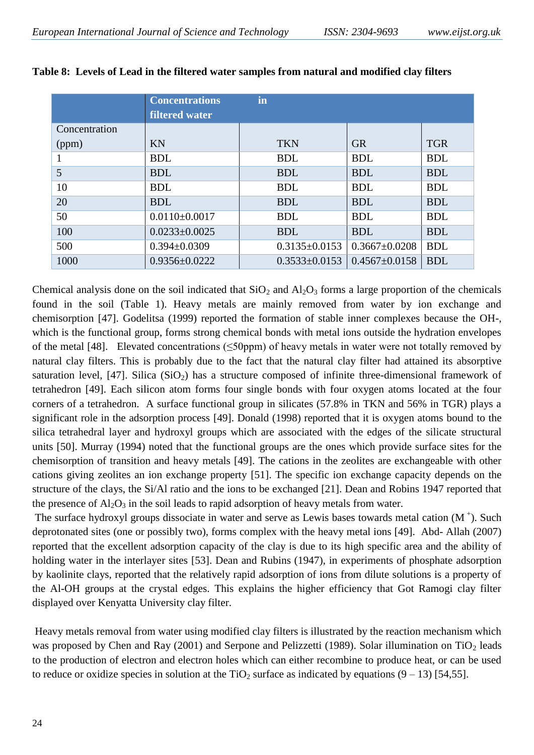**Table 8: Levels of Lead in the filtered water samples from natural and modified clay filters**

| | Concentrations in filtered water | | | |
|---|---|---|---|---|
| Concentration (ppm) | KN | TKN | GR | TGR |
| 1 | BDL | BDL | BDL | BDL |
| 5 | BDL | BDL | BDL | BDL |
| 10 | BDL | BDL | BDL | BDL |
| 20 | BDL | BDL | BDL | BDL |
| 50 | 0.0110±0.0017 | BDL | BDL | BDL |
| 100 | 0.0233±0.0025 | BDL | BDL | BDL |
| 500 | 0.394±0.0309 | 0.3135±0.0153 | 0.3667±0.0208 | BDL |
| 1000 | 0.9356±0.0222 | 0.3533±0.0153 | 0.4567±0.0158 | BDL |

Chemical analysis done on the soil indicated that $SiO_2$ and $Al_2O_3$ forms a large proportion of the chemicals found in the soil (Table 1). Heavy metals are mainly removed from water by ion exchange and chemisorption [47]. Godelitsa (1999) reported the formation of stable inner complexes because the OH-, which is the functional group, forms strong chemical bonds with metal ions outside the hydration envelopes of the metal [48]. Elevated concentrations (≤50ppm) of heavy metals in water were not totally removed by natural clay filters. This is probably due to the fact that the natural clay filter had attained its absorptive saturation level, [47]. Silica ($SiO_2$) has a structure composed of infinite three-dimensional framework of tetrahedron [49]. Each silicon atom forms four single bonds with four oxygen atoms located at the four corners of a tetrahedron. A surface functional group in silicates (57.8% in TKN and 56% in TGR) plays a significant role in the adsorption process [49]. Donald (1998) reported that it is oxygen atoms bound to the silica tetrahedral layer and hydroxyl groups which are associated with the edges of the silicate structural units [50]. Murray (1994) noted that the functional groups are the ones which provide surface sites for the chemisorption of transition and heavy metals [49]. The cations in the zeolites are exchangeable with other cations giving zeolites an ion exchange property [51]. The specific ion exchange capacity depends on the structure of the clays, the Si/Al ratio and the ions to be exchanged [21]. Dean and Robins 1947 reported that the presence of $Al_2O_3$ in the soil leads to rapid adsorption of heavy metals from water.

The surface hydroxyl groups dissociate in water and serve as Lewis bases towards metal cation ($M^+$). Such deprotonated sites (one or possibly two), forms complex with the heavy metal ions [49]. Abd- Allah (2007) reported that the excellent adsorption capacity of the clay is due to its high specific area and the ability of holding water in the interlayer sites [53]. Dean and Rubins (1947), in experiments of phosphate adsorption by kaolinite clays, reported that the relatively rapid adsorption of ions from dilute solutions is a property of the Al-OH groups at the crystal edges. This explains the higher efficiency that Got Ramogi clay filter displayed over Kenyatta University clay filter.

Heavy metals removal from water using modified clay filters is illustrated by the reaction mechanism which was proposed by Chen and Ray (2001) and Serpone and Pelizzetti (1989). Solar illumination on $TiO_2$ leads to the production of electron and electron holes which can either recombine to produce heat, or can be used to reduce or oxidize species in solution at the $TiO_2$ surface as indicated by equations (9 – 13) [54,55].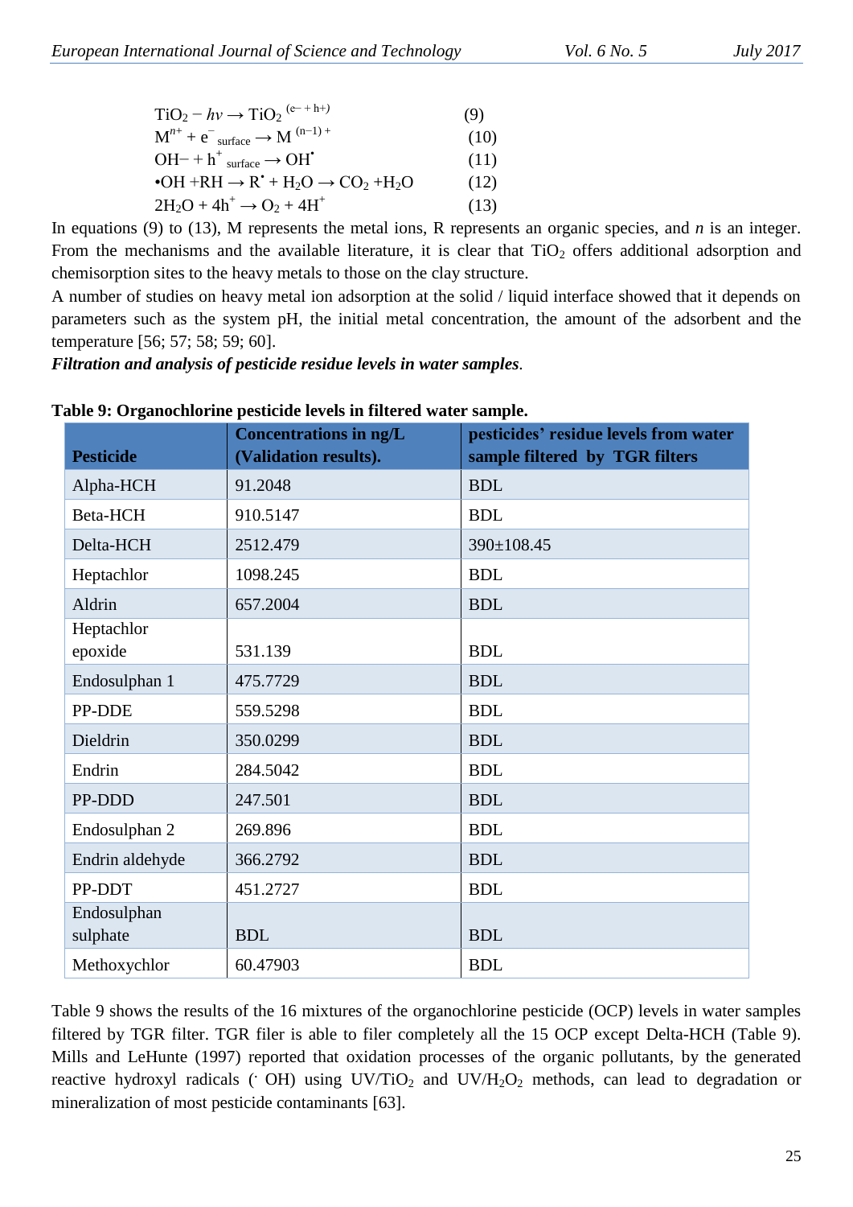$$TiO_2 - h\nu \rightarrow TiO_2\ ^{(e- + h+)} \quad (9)$$

$$M^{n+} + e^-_{\ surface} \rightarrow M^{\ (n-1)+} \quad (10)$$

$$OH- + h^+_{\ surface} \rightarrow OH^{\bullet} \quad (11)$$

$$\bullet OH + RH \rightarrow R^{\bullet} + H_2O \rightarrow CO_2 + H_2O \quad (12)$$

$$2H_2O + 4h^+ \rightarrow O_2 + 4H^+ \quad (13)$$

In equations (9) to (13), M represents the metal ions, R represents an organic species, and *n* is an integer. From the mechanisms and the available literature, it is clear that $TiO_2$ offers additional adsorption and chemisorption sites to the heavy metals to those on the clay structure.

A number of studies on heavy metal ion adsorption at the solid / liquid interface showed that it depends on parameters such as the system pH, the initial metal concentration, the amount of the adsorbent and the temperature [56; 57; 58; 59; 60].

***Filtration and analysis of pesticide residue levels in water samples***.

**Table 9: Organochlorine pesticide levels in filtered water sample.**

| Pesticide | Concentrations in ng/L (Validation results). | pesticides' residue levels from water sample filtered by TGR filters |
|---|---|---|
| Alpha-HCH | 91.2048 | BDL |
| Beta-HCH | 910.5147 | BDL |
| Delta-HCH | 2512.479 | 390±108.45 |
| Heptachlor | 1098.245 | BDL |
| Aldrin | 657.2004 | BDL |
| Heptachlor epoxide | 531.139 | BDL |
| Endosulphan 1 | 475.7729 | BDL |
| PP-DDE | 559.5298 | BDL |
| Dieldrin | 350.0299 | BDL |
| Endrin | 284.5042 | BDL |
| PP-DDD | 247.501 | BDL |
| Endosulphan 2 | 269.896 | BDL |
| Endrin aldehyde | 366.2792 | BDL |
| PP-DDT | 451.2727 | BDL |
| Endosulphan sulphate | BDL | BDL |
| Methoxychlor | 60.47903 | BDL |

Table 9 shows the results of the 16 mixtures of the organochlorine pesticide (OCP) levels in water samples filtered by TGR filter. TGR filer is able to filer completely all the 15 OCP except Delta-HCH (Table 9). Mills and LeHunte (1997) reported that oxidation processes of the organic pollutants, by the generated reactive hydroxyl radicals (· OH) using UV/$TiO_2$ and UV/$H_2O_2$ methods, can lead to degradation or mineralization of most pesticide contaminants [63].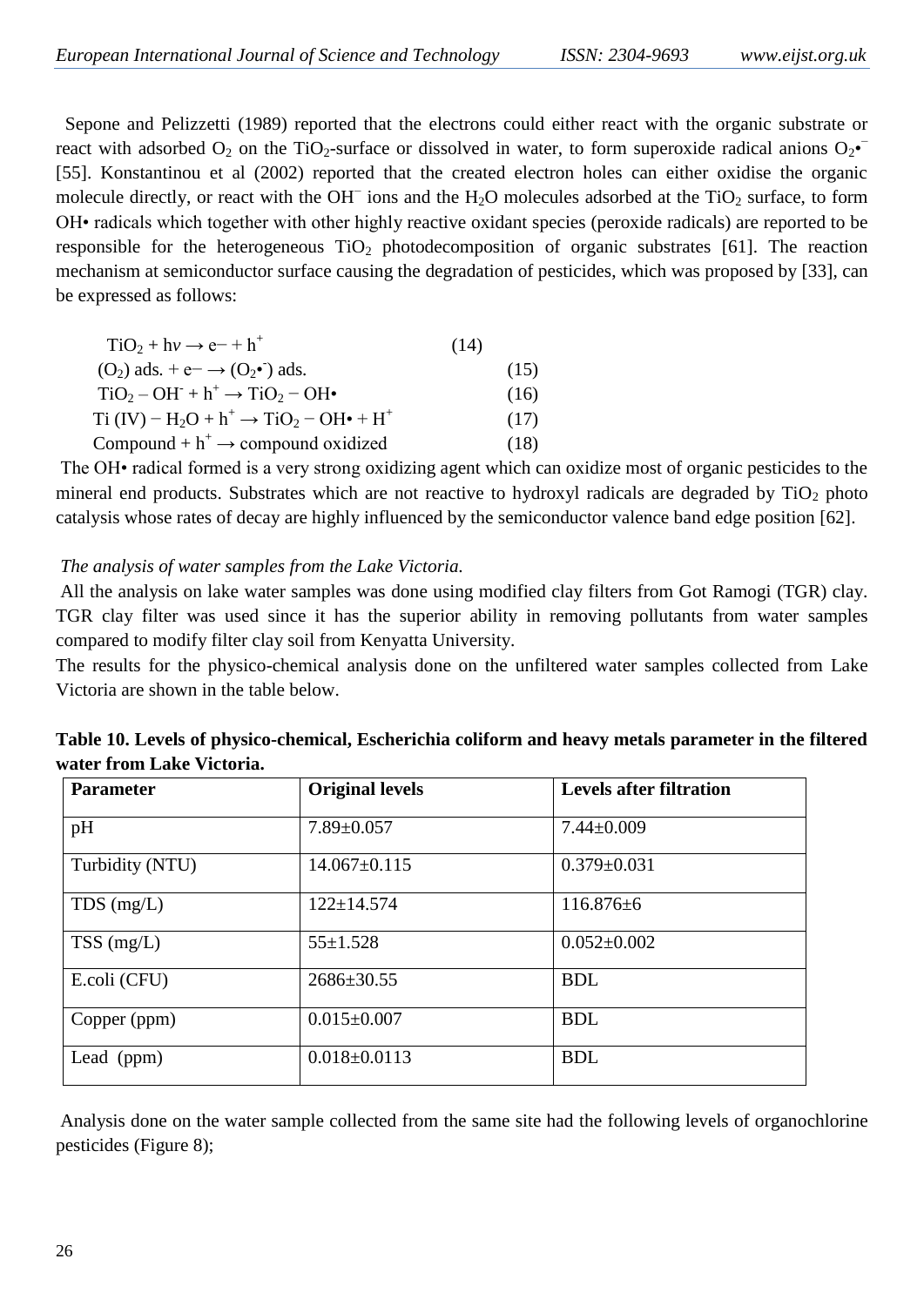Sepone and Pelizzetti (1989) reported that the electrons could either react with the organic substrate or react with adsorbed $O_2$ on the $TiO_2$-surface or dissolved in water, to form superoxide radical anions $O_2\bullet^-$ [55]. Konstantinou et al (2002) reported that the created electron holes can either oxidise the organic molecule directly, or react with the $OH^-$ ions and the $H_2O$ molecules adsorbed at the $TiO_2$ surface, to form OH• radicals which together with other highly reactive oxidant species (peroxide radicals) are reported to be responsible for the heterogeneous $TiO_2$ photodecomposition of organic substrates [61]. The reaction mechanism at semiconductor surface causing the degradation of pesticides, which was proposed by [33], can be expressed as follows:

$$TiO_2 + h\nu \rightarrow e^- + h^+ \quad (14)$$

$$(O_2)\text{ ads.} + e^- \rightarrow (O_2\bullet^-)\text{ ads.} \quad (15)$$

$$TiO_2 - OH^- + h^+ \rightarrow TiO_2 - OH\bullet \quad (16)$$

$$Ti(IV) - H_2O + h^+ \rightarrow TiO_2 - OH\bullet + H^+ \quad (17)$$

$$\text{Compound} + h^+ \rightarrow \text{compound oxidized} \quad (18)$$

The OH• radical formed is a very strong oxidizing agent which can oxidize most of organic pesticides to the mineral end products. Substrates which are not reactive to hydroxyl radicals are degraded by $TiO_2$ photo catalysis whose rates of decay are highly influenced by the semiconductor valence band edge position [62].

*The analysis of water samples from the Lake Victoria.*

All the analysis on lake water samples was done using modified clay filters from Got Ramogi (TGR) clay. TGR clay filter was used since it has the superior ability in removing pollutants from water samples compared to modify filter clay soil from Kenyatta University.

The results for the physico-chemical analysis done on the unfiltered water samples collected from Lake Victoria are shown in the table below.

**Table 10. Levels of physico-chemical, Escherichia coliform and heavy metals parameter in the filtered water from Lake Victoria.**

| Parameter | Original levels | Levels after filtration |
|---|---|---|
| pH | 7.89±0.057 | 7.44±0.009 |
| Turbidity (NTU) | 14.067±0.115 | 0.379±0.031 |
| TDS (mg/L) | 122±14.574 | 116.876±6 |
| TSS (mg/L) | 55±1.528 | 0.052±0.002 |
| E.coli (CFU) | 2686±30.55 | BDL |
| Copper (ppm) | 0.015±0.007 | BDL |
| Lead (ppm) | 0.018±0.0113 | BDL |

Analysis done on the water sample collected from the same site had the following levels of organochlorine pesticides (Figure 8);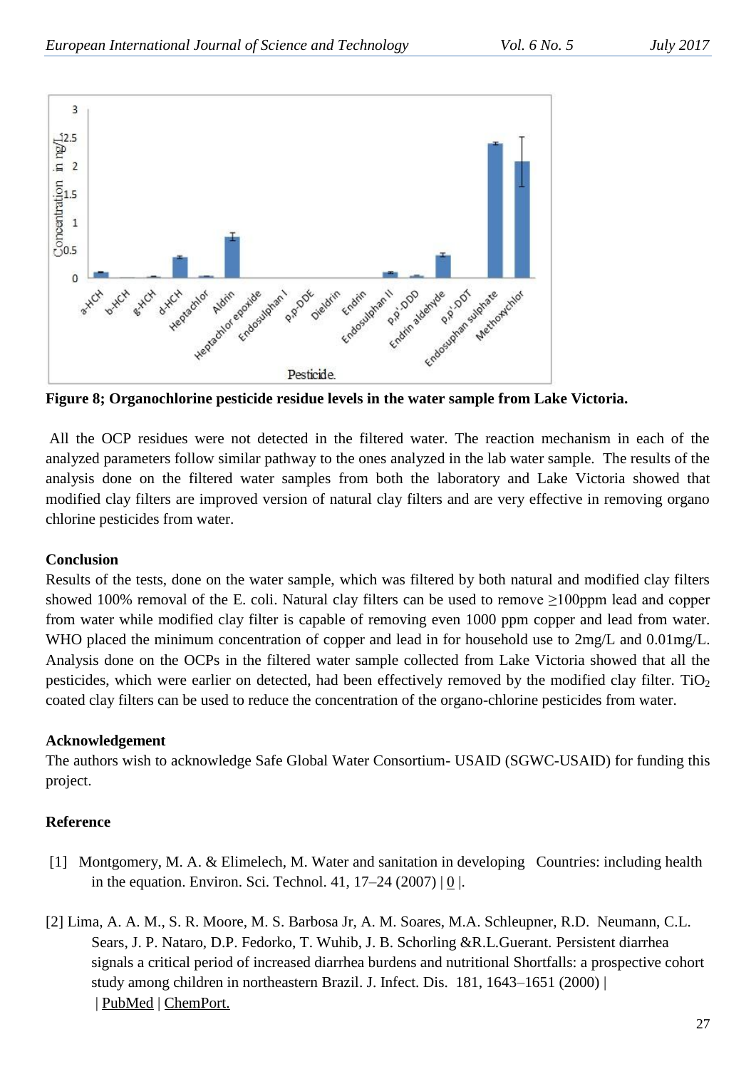**Figure 8; Organochlorine pesticide residue levels in the water sample from Lake Victoria.**

All the OCP residues were not detected in the filtered water. The reaction mechanism in each of the analyzed parameters follow similar pathway to the ones analyzed in the lab water sample. The results of the analysis done on the filtered water samples from both the laboratory and Lake Victoria showed that modified clay filters are improved version of natural clay filters and are very effective in removing organo chlorine pesticides from water.

## Conclusion

Results of the tests, done on the water sample, which was filtered by both natural and modified clay filters showed 100% removal of the E. coli. Natural clay filters can be used to remove ≥100ppm lead and copper from water while modified clay filter is capable of removing even 1000 ppm copper and lead from water. WHO placed the minimum concentration of copper and lead in for household use to 2mg/L and 0.01mg/L. Analysis done on the OCPs in the filtered water sample collected from Lake Victoria showed that all the pesticides, which were earlier on detected, had been effectively removed by the modified clay filter. $TiO_2$ coated clay filters can be used to reduce the concentration of the organo-chlorine pesticides from water.

## Acknowledgement

The authors wish to acknowledge Safe Global Water Consortium- USAID (SGWC-USAID) for funding this project.

## Reference

[1] Montgomery, M. A. & Elimelech, M. Water and sanitation in developing Countries: including health in the equation. Environ. Sci. Technol. 41, 17–24 (2007) | 0 |.

[2] Lima, A. A. M., S. R. Moore, M. S. Barbosa Jr, A. M. Soares, M.A. Schleupner, R.D. Neumann, C.L. Sears, J. P. Nataro, D.P. Fedorko, T. Wuhib, J. B. Schorling &R.L.Guerant. Persistent diarrhea signals a critical period of increased diarrhea burdens and nutritional Shortfalls: a prospective cohort study among children in northeastern Brazil. J. Infect. Dis. 181, 1643–1651 (2000) | | PubMed | ChemPort.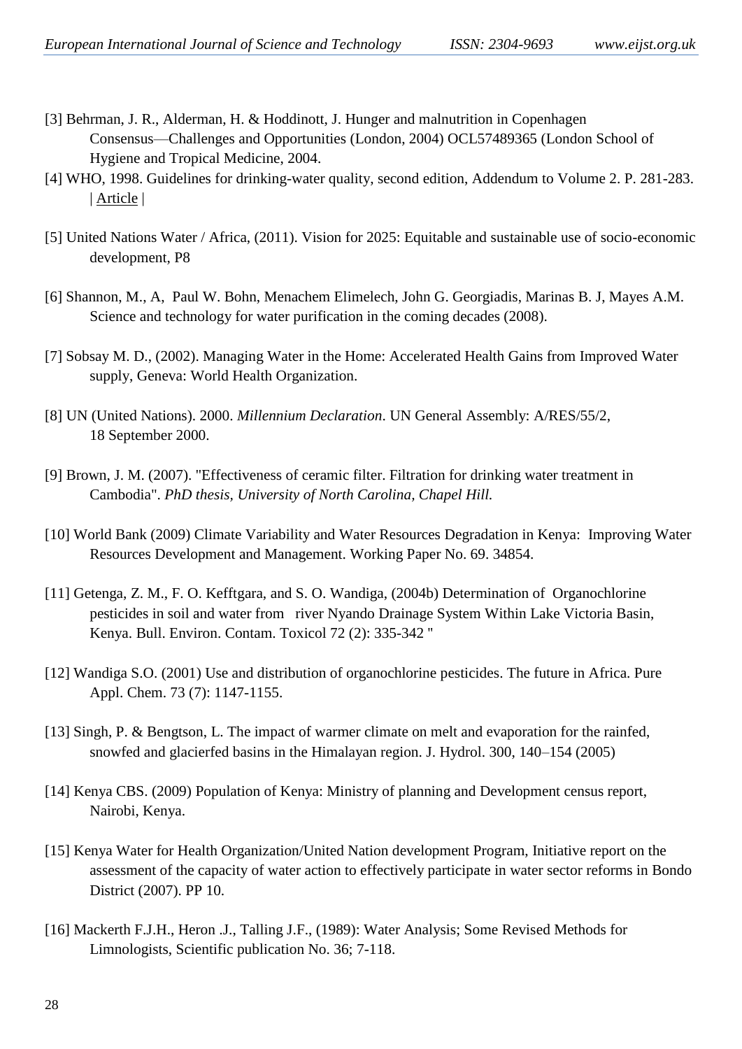[3] Behrman, J. R., Alderman, H. & Hoddinott, J. Hunger and malnutrition in Copenhagen Consensus—Challenges and Opportunities (London, 2004) OCL57489365 (London School of Hygiene and Tropical Medicine, 2004.

[4] WHO, 1998. Guidelines for drinking-water quality, second edition, Addendum to Volume 2. P. 281-283. | Article |

[5] United Nations Water / Africa, (2011). Vision for 2025: Equitable and sustainable use of socio-economic development, P8

[6] Shannon, M., A, Paul W. Bohn, Menachem Elimelech, John G. Georgiadis, Marinas B. J, Mayes A.M. Science and technology for water purification in the coming decades (2008).

[7] Sobsay M. D., (2002). Managing Water in the Home: Accelerated Health Gains from Improved Water supply, Geneva: World Health Organization.

[8] UN (United Nations). 2000. *Millennium Declaration*. UN General Assembly: A/RES/55/2, 18 September 2000.

[9] Brown, J. M. (2007). "Effectiveness of ceramic filter. Filtration for drinking water treatment in Cambodia". *PhD thesis, University of North Carolina, Chapel Hill.*

[10] World Bank (2009) Climate Variability and Water Resources Degradation in Kenya: Improving Water Resources Development and Management. Working Paper No. 69. 34854.

[11] Getenga, Z. M., F. O. Kefftgara, and S. O. Wandiga, (2004b) Determination of Organochlorine pesticides in soil and water from river Nyando Drainage System Within Lake Victoria Basin, Kenya. Bull. Environ. Contam. Toxicol 72 (2): 335-342 "

[12] Wandiga S.O. (2001) Use and distribution of organochlorine pesticides. The future in Africa. Pure Appl. Chem. 73 (7): 1147-1155.

[13] Singh, P. & Bengtson, L. The impact of warmer climate on melt and evaporation for the rainfed, snowfed and glacierfed basins in the Himalayan region. J. Hydrol. 300, 140–154 (2005)

[14] Kenya CBS. (2009) Population of Kenya: Ministry of planning and Development census report, Nairobi, Kenya.

[15] Kenya Water for Health Organization/United Nation development Program, Initiative report on the assessment of the capacity of water action to effectively participate in water sector reforms in Bondo District (2007). PP 10.

[16] Mackerth F.J.H., Heron .J., Talling J.F., (1989): Water Analysis; Some Revised Methods for Limnologists, Scientific publication No. 36; 7-118.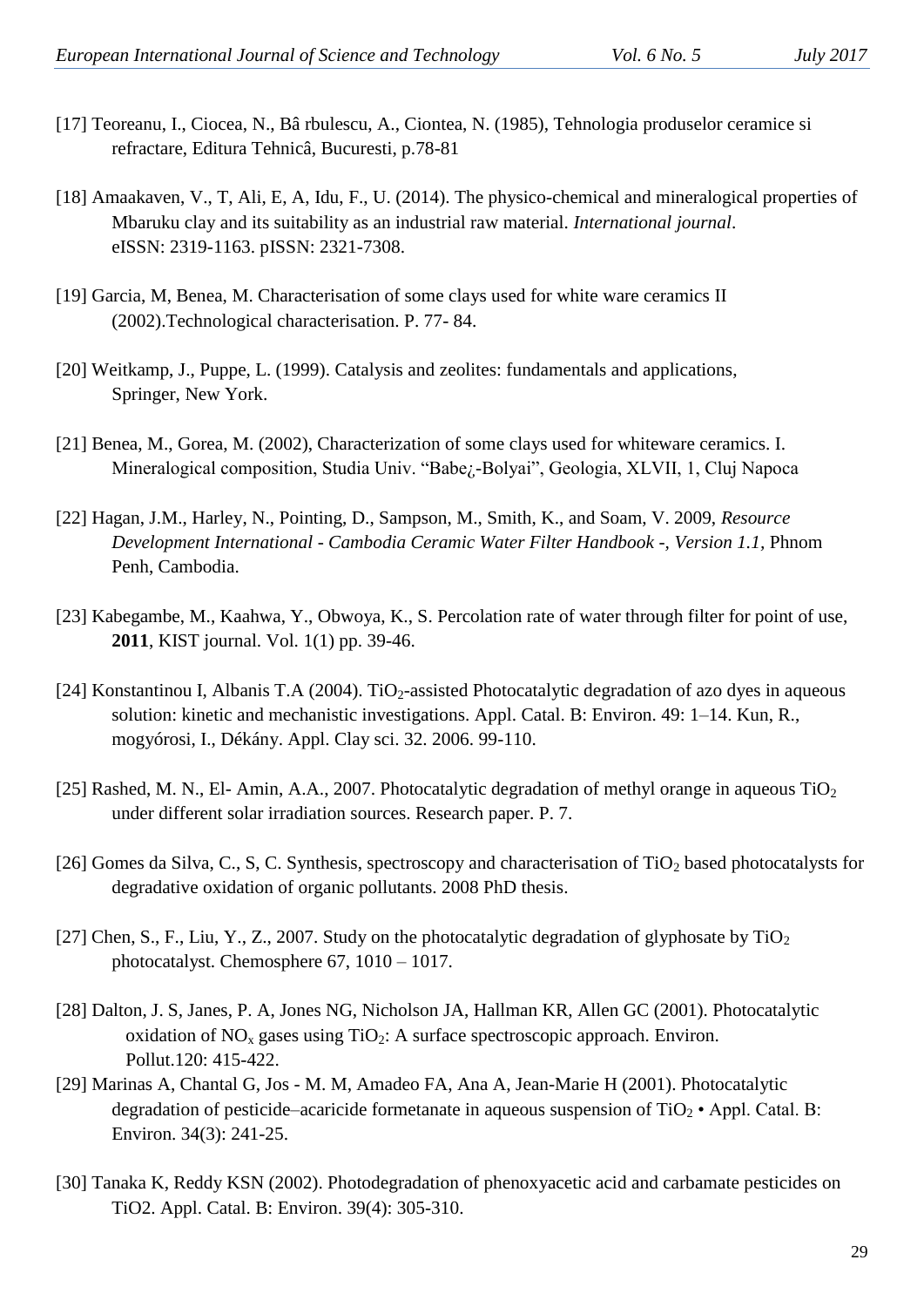[17] Teoreanu, I., Ciocea, N., Bâ rbulescu, A., Ciontea, N. (1985), Tehnologia produselor ceramice si refractare, Editura Tehnicâ, Bucuresti, p.78-81

[18] Amaakaven, V., T, Ali, E, A, Idu, F., U. (2014). The physico-chemical and mineralogical properties of Mbaruku clay and its suitability as an industrial raw material. *International journal*. eISSN: 2319-1163. pISSN: 2321-7308.

[19] Garcia, M, Benea, M. Characterisation of some clays used for white ware ceramics II (2002).Technological characterisation. P. 77- 84.

[20] Weitkamp, J., Puppe, L. (1999). Catalysis and zeolites: fundamentals and applications, Springer, New York.

[21] Benea, M., Gorea, M. (2002), Characterization of some clays used for whiteware ceramics. I. Mineralogical composition, Studia Univ. "Babe¿-Bolyai", Geologia, XLVII, 1, Cluj Napoca

[22] Hagan, J.M., Harley, N., Pointing, D., Sampson, M., Smith, K., and Soam, V. 2009, *Resource Development International - Cambodia Ceramic Water Filter Handbook -, Version 1.1*, Phnom Penh, Cambodia.

[23] Kabegambe, M., Kaahwa, Y., Obwoya, K., S. Percolation rate of water through filter for point of use, **2011**, KIST journal. Vol. 1(1) pp. 39-46.

[24] Konstantinou I, Albanis T.A (2004). $TiO_2$-assisted Photocatalytic degradation of azo dyes in aqueous solution: kinetic and mechanistic investigations. Appl. Catal. B: Environ. 49: 1–14. Kun, R., mogyórosi, I., Dékány. Appl. Clay sci. 32. 2006. 99-110.

[25] Rashed, M. N., El- Amin, A.A., 2007. Photocatalytic degradation of methyl orange in aqueous $TiO_2$ under different solar irradiation sources. Research paper. P. 7.

[26] Gomes da Silva, C., S, C. Synthesis, spectroscopy and characterisation of $TiO_2$ based photocatalysts for degradative oxidation of organic pollutants. 2008 PhD thesis.

[27] Chen, S., F., Liu, Y., Z., 2007. Study on the photocatalytic degradation of glyphosate by $TiO_2$ photocatalyst. Chemosphere 67, 1010 – 1017.

[28] Dalton, J. S, Janes, P. A, Jones NG, Nicholson JA, Hallman KR, Allen GC (2001). Photocatalytic oxidation of $NO_x$ gases using $TiO_2$: A surface spectroscopic approach. Environ. Pollut.120: 415-422.

[29] Marinas A, Chantal G, Jos - M. M, Amadeo FA, Ana A, Jean-Marie H (2001). Photocatalytic degradation of pesticide–acaricide formetanate in aqueous suspension of $TiO_2$ • Appl. Catal. B: Environ. 34(3): 241-25.

[30] Tanaka K, Reddy KSN (2002). Photodegradation of phenoxyacetic acid and carbamate pesticides on TiO2. Appl. Catal. B: Environ. 39(4): 305-310.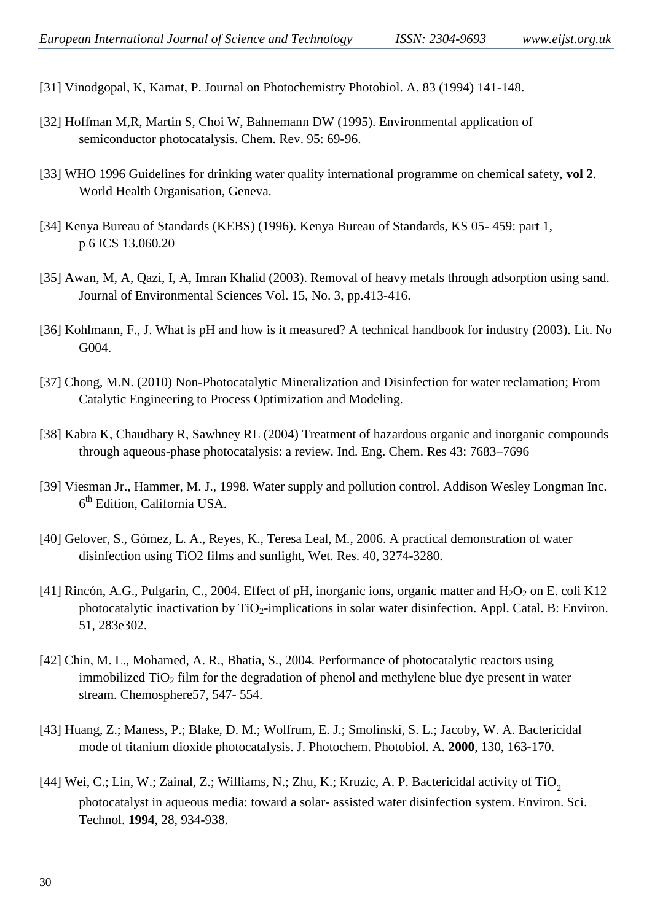[31] Vinodgopal, K, Kamat, P. Journal on Photochemistry Photobiol. A. 83 (1994) 141-148.

[32] Hoffman M,R, Martin S, Choi W, Bahnemann DW (1995). Environmental application of semiconductor photocatalysis. Chem. Rev. 95: 69-96.

[33] WHO 1996 Guidelines for drinking water quality international programme on chemical safety, **vol 2**. World Health Organisation, Geneva.

[34] Kenya Bureau of Standards (KEBS) (1996). Kenya Bureau of Standards, KS 05- 459: part 1, p 6 ICS 13.060.20

[35] Awan, M, A, Qazi, I, A, Imran Khalid (2003). Removal of heavy metals through adsorption using sand. Journal of Environmental Sciences Vol. 15, No. 3, pp.413-416.

[36] Kohlmann, F., J. What is pH and how is it measured? A technical handbook for industry (2003). Lit. No G004.

[37] Chong, M.N. (2010) Non-Photocatalytic Mineralization and Disinfection for water reclamation; From Catalytic Engineering to Process Optimization and Modeling.

[38] Kabra K, Chaudhary R, Sawhney RL (2004) Treatment of hazardous organic and inorganic compounds through aqueous-phase photocatalysis: a review. Ind. Eng. Chem. Res 43: 7683–7696

[39] Viesman Jr., Hammer, M. J., 1998. Water supply and pollution control. Addison Wesley Longman Inc. 6th Edition, California USA.

[40] Gelover, S., Gómez, L. A., Reyes, K., Teresa Leal, M., 2006. A practical demonstration of water disinfection using TiO2 films and sunlight, Wet. Res. 40, 3274-3280.

[41] Rincón, A.G., Pulgarin, C., 2004. Effect of pH, inorganic ions, organic matter and $H_2O_2$ on E. coli K12 photocatalytic inactivation by $TiO_2$-implications in solar water disinfection. Appl. Catal. B: Environ. 51, 283e302.

[42] Chin, M. L., Mohamed, A. R., Bhatia, S., 2004. Performance of photocatalytic reactors using immobilized $TiO_2$ film for the degradation of phenol and methylene blue dye present in water stream. Chemosphere57, 547- 554.

[43] Huang, Z.; Maness, P.; Blake, D. M.; Wolfrum, E. J.; Smolinski, S. L.; Jacoby, W. A. Bactericidal mode of titanium dioxide photocatalysis. J. Photochem. Photobiol. A. **2000**, 130, 163-170.

[44] Wei, C.; Lin, W.; Zainal, Z.; Williams, N.; Zhu, K.; Kruzic, A. P. Bactericidal activity of $TiO_2$ photocatalyst in aqueous media: toward a solar- assisted water disinfection system. Environ. Sci. Technol. **1994**, 28, 934-938.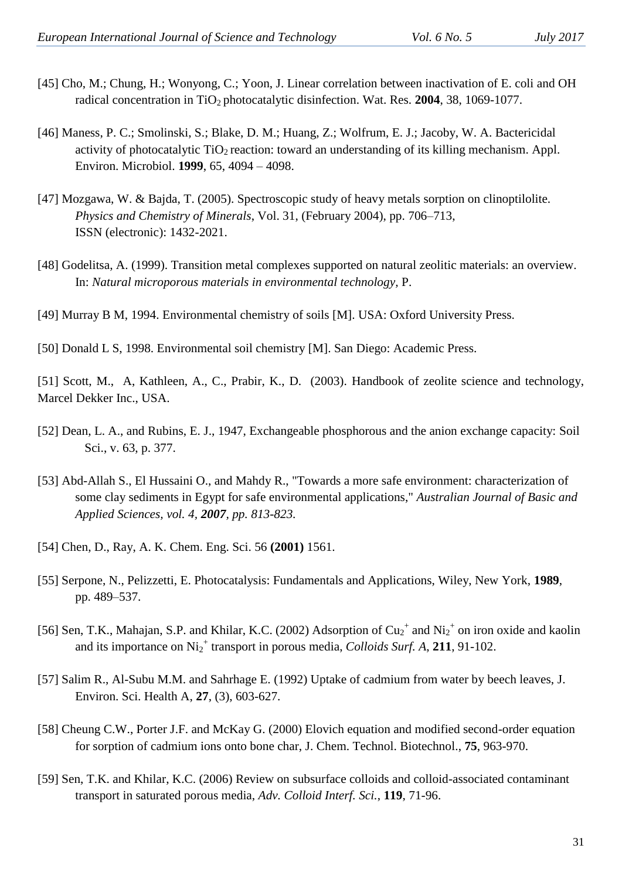[45] Cho, M.; Chung, H.; Wonyong, C.; Yoon, J. Linear correlation between inactivation of E. coli and OH radical concentration in $TiO_2$ photocatalytic disinfection. Wat. Res. **2004**, 38, 1069-1077.

[46] Maness, P. C.; Smolinski, S.; Blake, D. M.; Huang, Z.; Wolfrum, E. J.; Jacoby, W. A. Bactericidal activity of photocatalytic $TiO_2$ reaction: toward an understanding of its killing mechanism. Appl. Environ. Microbiol. **1999**, 65, 4094 – 4098.

[47] Mozgawa, W. & Bajda, T. (2005). Spectroscopic study of heavy metals sorption on clinoptilolite. *Physics and Chemistry of Minerals*, Vol. 31, (February 2004), pp. 706–713, ISSN (electronic): 1432-2021.

[48] Godelitsa, A. (1999). Transition metal complexes supported on natural zeolitic materials: an overview. In: *Natural microporous materials in environmental technology*, P.

[49] Murray B M, 1994. Environmental chemistry of soils [M]. USA: Oxford University Press.

[50] Donald L S, 1998. Environmental soil chemistry [M]. San Diego: Academic Press.

[51] Scott, M., A, Kathleen, A., C., Prabir, K., D. (2003). Handbook of zeolite science and technology, Marcel Dekker Inc., USA.

[52] Dean, L. A., and Rubins, E. J., 1947, Exchangeable phosphorous and the anion exchange capacity: Soil Sci., v. 63, p. 377.

[53] Abd-Allah S., El Hussaini O., and Mahdy R., "Towards a more safe environment: characterization of some clay sediments in Egypt for safe environmental applications," *Australian Journal of Basic and Applied Sciences, vol. 4, **2007**, pp. 813-823.*

[54] Chen, D., Ray, A. K. Chem. Eng. Sci. 56 **(2001)** 1561.

[55] Serpone, N., Pelizzetti, E. Photocatalysis: Fundamentals and Applications, Wiley, New York, **1989**, pp. 489–537.

[56] Sen, T.K., Mahajan, S.P. and Khilar, K.C. (2002) Adsorption of $Cu_2^+$ and $Ni_2^+$ on iron oxide and kaolin and its importance on $Ni_2^+$ transport in porous media, *Colloids Surf. A*, **211**, 91-102.

[57] Salim R., Al-Subu M.M. and Sahrhage E. (1992) Uptake of cadmium from water by beech leaves, J. Environ. Sci. Health A, **27**, (3), 603-627.

[58] Cheung C.W., Porter J.F. and McKay G. (2000) Elovich equation and modified second-order equation for sorption of cadmium ions onto bone char, J. Chem. Technol. Biotechnol., **75**, 963-970.

[59] Sen, T.K. and Khilar, K.C. (2006) Review on subsurface colloids and colloid-associated contaminant transport in saturated porous media, *Adv. Colloid Interf. Sci.*, **119**, 71-96.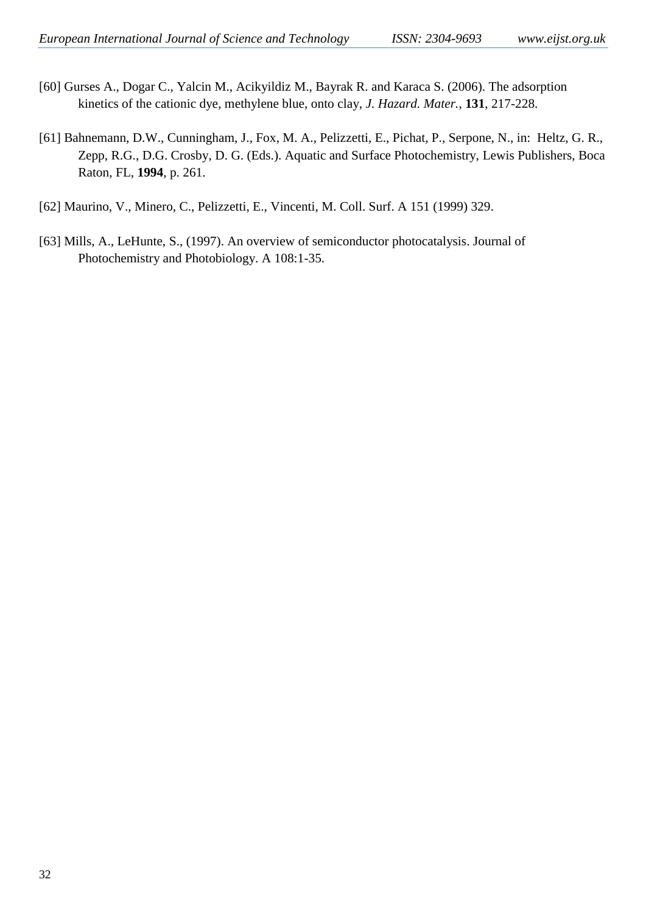[60] Gurses A., Dogar C., Yalcin M., Acikyildiz M., Bayrak R. and Karaca S. (2006). The adsorption kinetics of the cationic dye, methylene blue, onto clay, *J. Hazard. Mater.*, **131**, 217-228.

[61] Bahnemann, D.W., Cunningham, J., Fox, M. A., Pelizzetti, E., Pichat, P., Serpone, N., in: Heltz, G. R., Zepp, R.G., D.G. Crosby, D. G. (Eds.). Aquatic and Surface Photochemistry, Lewis Publishers, Boca Raton, FL, **1994**, p. 261.

[62] Maurino, V., Minero, C., Pelizzetti, E., Vincenti, M. Coll. Surf. A 151 (1999) 329.

[63] Mills, A., LeHunte, S., (1997). An overview of semiconductor photocatalysis. Journal of Photochemistry and Photobiology. A 108:1-35.